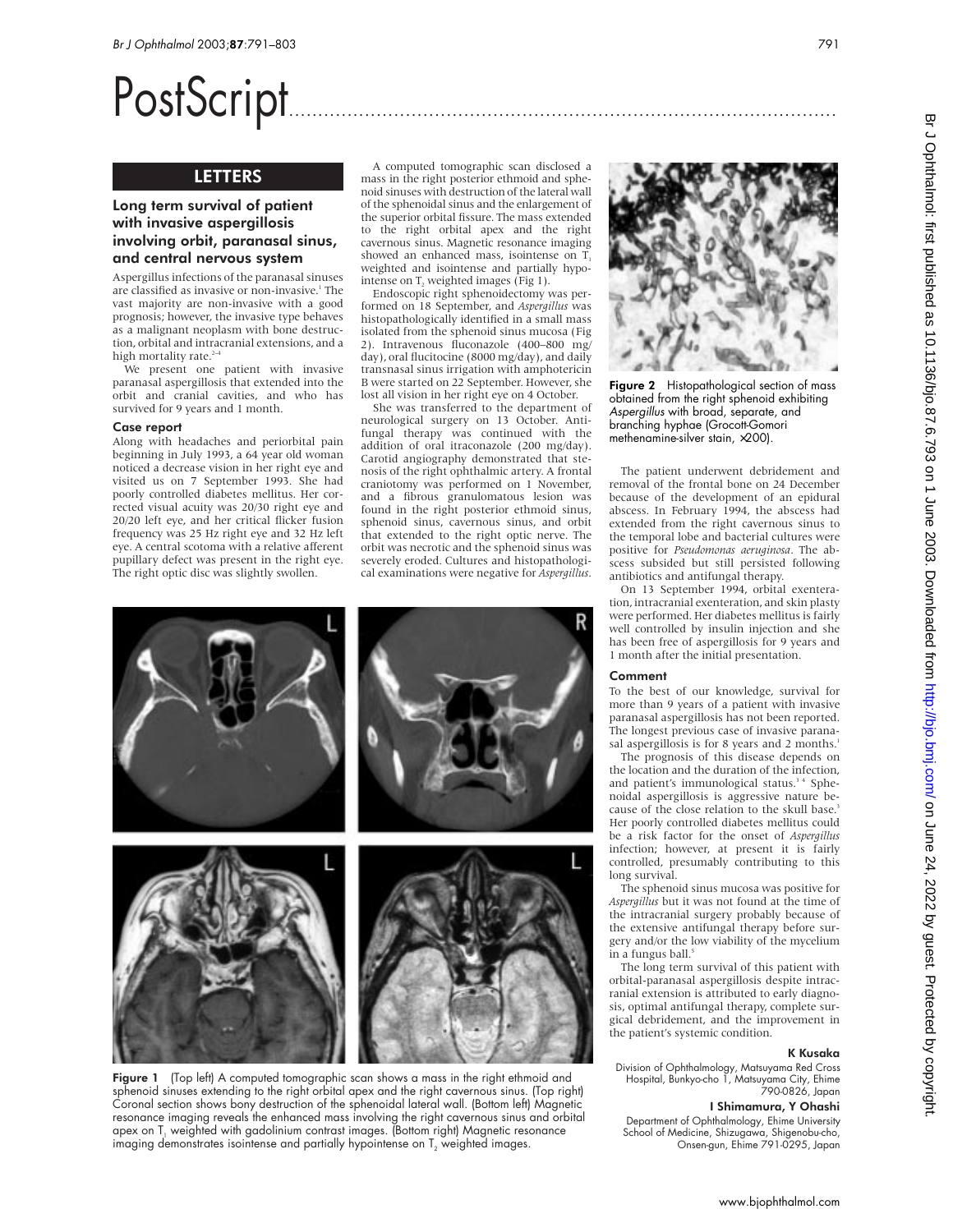# PostScript

## LETTERS

### Long term survival of patient with invasive aspergillosis involving orbit, paranasal sinus, and central nervous system

Aspergillus infections of the paranasal sinuses are classified as invasive or non-invasive.[1] The vast majority are non-invasive with a good prognosis; however, the invasive type behaves as a malignant neoplasm with bone destruction, orbital and intracranial extensions, and a high mortality rate.[2–4]

We present one patient with invasive paranasal aspergillosis that extended into the orbit and cranial cavities, and who has survived for 9 years and 1 month.

#### Case report

Along with headaches and periorbital pain beginning in July 1993, a 64 year old woman noticed a decrease vision in her right eye and visited us on 7 September 1993. She had poorly controlled diabetes mellitus. Her corrected visual acuity was 20/30 right eye and 20/20 left eye, and her critical flicker fusion frequency was 25 Hz right eye and 32 Hz left eye. A central scotoma with a relative afferent pupillary defect was present in the right eye. The right optic disc was slightly swollen.

A computed tomographic scan disclosed a mass in the right posterior ethmoid and sphenoid sinuses with destruction of the lateral wall of the sphenoidal sinus and the enlargement of the superior orbital fissure. The mass extended to the right orbital apex and the right cavernous sinus. Magnetic resonance imaging showed an enhanced mass, isointense on $T_1$ weighted and isointense and partially hypointense on $T_2$ weighted images (Fig 1).

Endoscopic right sphenoidectomy was performed on 18 September, and *Aspergillus* was histopathologically identified in a small mass isolated from the sphenoid sinus mucosa (Fig 2). Intravenous fluconazole (400–800 mg/day), oral flucitocine (8000 mg/day), and daily transnasal sinus irrigation with amphotericin B were started on 22 September. However, she lost all vision in her right eye on 4 October.

She was transferred to the department of neurological surgery on 13 October. Antifungal therapy was continued with the addition of oral itraconazole (200 mg/day). Carotid angiography demonstrated that stenosis of the right ophthalmic artery. A frontal craniotomy was performed on 1 November, and a fibrous granulomatous lesion was found in the right posterior ethmoid sinus, sphenoid sinus, cavernous sinus, and orbit that extended to the right optic nerve. The orbit was necrotic and the sphenoid sinus was severely eroded. Cultures and histopathological examinations were negative for *Aspergillus*.

**Figure 1** (Top left) A computed tomographic scan shows a mass in the right ethmoid and sphenoid sinuses extending to the right orbital apex and the right cavernous sinus. (Top right) Coronal section shows bony destruction of the sphenoidal lateral wall. (Bottom left) Magnetic resonance imaging reveals the enhanced mass involving the right cavernous sinus and orbital apex on $T_1$ weighted with gadolinium contrast images. (Bottom right) Magnetic resonance imaging demonstrates isointense and partially hypointense on $T_2$ weighted images.

**Figure 2** Histopathological section of mass obtained from the right sphenoid exhibiting *Aspergillus* with broad, separate, and branching hyphae (Grocott-Gomori methenamine-silver stain, ×200).

The patient underwent debridement and removal of the frontal bone on 24 December because of the development of an epidural abscess. In February 1994, the abscess had extended from the right cavernous sinus to the temporal lobe and bacterial cultures were positive for *Pseudomonas aeruginosa*. The abscess subsided but still persisted following antibiotics and antifungal therapy.

On 13 September 1994, orbital exenteration, intracranial exenteration, and skin plasty were performed. Her diabetes mellitus is fairly well controlled by insulin injection and she has been free of aspergillosis for 9 years and 1 month after the initial presentation.

#### Comment

To the best of our knowledge, survival for more than 9 years of a patient with invasive paranasal aspergillosis has not been reported. The longest previous case of invasive paranasal aspergillosis is for 8 years and 2 months.[1]

The prognosis of this disease depends on the location and the duration of the infection, and patient's immunological status.[3,4] Sphenoidal aspergillosis is aggressive nature because of the close relation to the skull base.[3] Her poorly controlled diabetes mellitus could be a risk factor for the onset of *Aspergillus* infection; however, at present it is fairly controlled, presumably contributing to this long survival.

The sphenoid sinus mucosa was positive for *Aspergillus* but it was not found at the time of the intracranial surgery probably because of the extensive antifungal therapy before surgery and/or the low viability of the mycelium in a fungus ball.[5]

The long term survival of this patient with orbital-paranasal aspergillosis despite intracranial extension is attributed to early diagnosis, optimal antifungal therapy, complete surgical debridement, and the improvement in the patient's systemic condition.

**K Kusaka**
Division of Ophthalmology, Matsuyama Red Cross Hospital, Bunkyo-cho 1, Matsuyama City, Ehime 790-0826, Japan

**I Shimamura, Y Ohashi**
Department of Ophthalmology, Ehime University School of Medicine, Shizugawa, Shigenobu-cho, Onsen-gun, Ehime 791-0295, Japan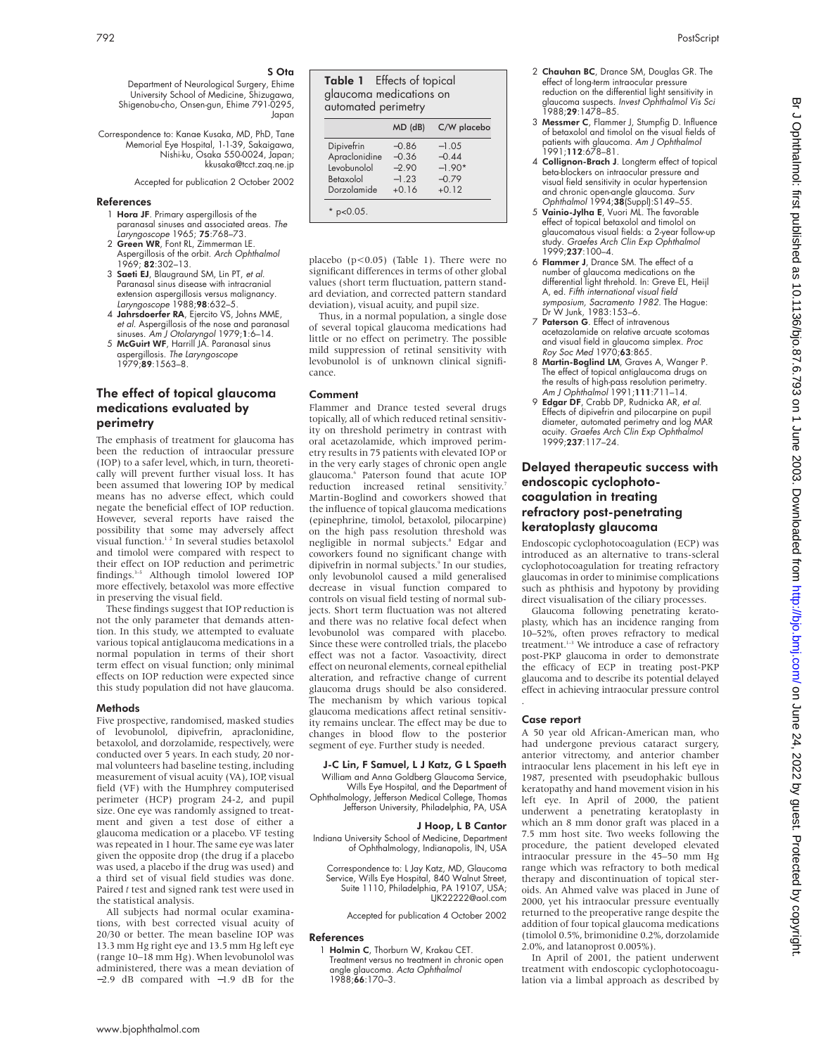**S Ota**

Department of Neurological Surgery, Ehime University School of Medicine, Shizugawa, Shigenobu-cho, Onsen-gun, Ehime 791-0295, Japan

Correspondence to: Kanae Kusaka, MD, PhD, Tane Memorial Eye Hospital, 1-1-39, Sakaigawa, Nishi-ku, Osaka 550-0024, Japan; kkusaka@tcct.zaq.ne.jp

Accepted for publication 2 October 2002

### References

1. **Hora JF**. Primary aspergillosis of the paranasal sinuses and associated areas. *The Laryngoscope* 1965; **75**:768–73.
2. **Green WR**, Font RL, Zimmerman LE. Aspergillosis of the orbit. *Arch Ophthalmol* 1969; **82**:302–13.
3. **Saeti EJ**, Blaugraund SM, Lin PT, *et al*. Paranasal sinus disease with intracranial extension aspergillosis versus malignancy. *Laryngoscope* 1988;**98**:632–5.
4. **Jahrsdoerfer RA**, Ejercito VS, Johns MME, *et al*. Aspergillosis of the nose and paranasal sinuses. *Am J Otolaryngol* 1979;**1**:6–14.
5. **McGuirt WF**, Harrill JA. Paranasal sinus aspergillosis. *The Laryngoscope* 1979;**89**:1563–8.

## The effect of topical glaucoma medications evaluated by perimetry

The emphasis of treatment for glaucoma has been the reduction of intraocular pressure (IOP) to a safer level, which, in turn, theoretically will prevent further visual loss. It has been assumed that lowering IOP by medical means has no adverse effect, which could negate the beneficial effect of IOP reduction. However, several reports have raised the possibility that some may adversely affect visual function.[1 2] In several studies betaxolol and timolol were compared with respect to their effect on IOP reduction and perimetric findings.[3–5] Although timolol lowered IOP more effectively, betaxolol was more effective in preserving the visual field.

These findings suggest that IOP reduction is not the only parameter that demands attention. In this study, we attempted to evaluate various topical antiglaucoma medications in a normal population in terms of their short term effect on visual function; only minimal effects on IOP reduction were expected since this study population did not have glaucoma.

### Methods

Five prospective, randomised, masked studies of levobunolol, dipivefrin, apraclonidine, betaxolol, and dorzolamide, respectively, were conducted over 5 years. In each study, 20 normal volunteers had baseline testing, including measurement of visual acuity (VA), IOP, visual field (VF) with the Humphrey computerised perimeter (HCP) program 24-2, and pupil size. One eye was randomly assigned to treatment and given a test dose of either a glaucoma medication or a placebo. VF testing was repeated in 1 hour. The same eye was later given the opposite drop (the drug if a placebo was used, a placebo if the drug was used) and a third set of visual field studies was done. Paired *t* test and signed rank test were used in the statistical analysis.

All subjects had normal ocular examinations, with best corrected visual acuity of 20/30 or better. The mean baseline IOP was 13.3 mm Hg right eye and 13.5 mm Hg left eye (range 10–18 mm Hg). When levobunolol was administered, there was a mean deviation of −2.9 dB compared with −1.9 dB for the placebo ($p<0.05$) (Table 1). There were no significant differences in terms of other global values (short term fluctuation, pattern standard deviation, and corrected pattern standard deviation), visual acuity, and pupil size.

**Table 1** Effects of topical glaucoma medications on automated perimetry

| | MD (dB) | C/W placebo |
|---|---|---|
| Dipivefrin | −0.86 | −1.05 |
| Apraclonidine | −0.36 | −0.44 |
| Levobunolol | −2.90 | −1.90* |
| Betaxolol | −1.23 | −0.79 |
| Dorzolamide | +0.16 | +0.12 |

\* $p<0.05$.

Thus, in a normal population, a single dose of several topical glaucoma medications had little or no effect on perimetry. The possible mild suppression of retinal sensitivity with levobunolol is of unknown clinical significance.

### Comment

Flammer and Drance tested several drugs topically, all of which reduced retinal sensitivity on threshold perimetry in contrast with oral acetazolamide, which improved perimetry results in 75 patients with elevated IOP or in the very early stages of chronic open angle glaucoma.[6] Paterson found that acute IOP reduction increased retinal sensitivity.[7] Martin-Boglind and coworkers showed that the influence of topical glaucoma medications (epinephrine, timolol, betaxolol, pilocarpine) on the high pass resolution threshold was negligible in normal subjects.[8] Edgar and coworkers found no significant change with dipivefrin in normal subjects.[9] In our studies, only levobunolol caused a mild generalised decrease in visual function compared to controls on visual field testing of normal subjects. Short term fluctuation was not altered and there was no relative focal defect when levobunolol was compared with placebo. Since these were controlled trials, the placebo effect was not a factor. Vasoactivity, direct effect on neuronal elements, corneal epithelial alteration, and refractive change of current glaucoma drugs should be also considered. The mechanism by which various topical glaucoma medications affect retinal sensitivity remains unclear. The effect may be due to changes in blood flow to the posterior segment of eye. Further study is needed.

**J-C Lin, F Samuel, L J Katz, G L Spaeth**

William and Anna Goldberg Glaucoma Service, Wills Eye Hospital, and the Department of Ophthalmology, Jefferson Medical College, Thomas Jefferson University, Philadelphia, PA, USA

**J Hoop, L B Cantor**

Indiana University School of Medicine, Department of Ophthalmology, Indianapolis, IN, USA

Correspondence to: L Jay Katz, MD, Glaucoma Service, Wills Eye Hospital, 840 Walnut Street, Suite 1110, Philadelphia, PA 19107, USA; LJK22222@aol.com

Accepted for publication 4 October 2002

### References

1. **Holmin C**, Thorburn W, Krakau CET. Treatment versus no treatment in chronic open angle glaucoma. *Acta Ophthalmol* 1988;**66**:170–3.
2. **Chauhan BC**, Drance SM, Douglas GR. The effect of long-term intraocular pressure reduction on the differential light sensitivity in glaucoma suspects. *Invest Ophthalmol Vis Sci* 1988;**29**:1478–85.
3. **Messmer C**, Flammer J, Stumpfig D. Influence of betaxolol and timolol on the visual fields of patients with glaucoma. *Am J Ophthalmol* 1991;**112**:678–81.
4. **Collignon-Brach J**. Longterm effect of topical beta-blockers on intraocular pressure and visual field sensitivity in ocular hypertension and chronic open-angle glaucoma. *Surv Ophthalmol* 1994;**38**(Suppl):S149–55.
5. **Vainio-Jylha E**, Vuori ML. The favorable effect of topical betaxolol and timolol on glaucomatous visual fields: a 2-year follow-up study. *Graefes Arch Clin Exp Ophthalmol* 1999;**237**:100–4.
6. **Flammer J**, Drance SM. The effect of a number of glaucoma medications on the differential light threhold. In: Greve EL, Heijl A, ed. *Fifth international visual field symposium, Sacramento 1982*. The Hague: Dr W Junk, 1983:153–6.
7. **Paterson G**. Effect of intravenous acetazolamide on relative arcuate scotomas and visual field in glaucoma simplex. *Proc Roy Soc Med* 1970;**63**:865.
8. **Martin-Boglind LM**, Graves A, Wanger P. The effect of topical antiglaucoma drugs on the results of high-pass resolution perimetry. *Am J Ophthalmol* 1991;**111**:711–14.
9. **Edgar DF**, Crabb DP, Rudnicka AR, *et al*. Effects of dipivefrin and pilocarpine on pupil diameter, automated perimetry and log MAR acuity. *Graefes Arch Clin Exp Ophthalmol* 1999;**237**:117–24.

## Delayed therapeutic success with endoscopic cyclophotocoagulation in treating refractory post-penetrating keratoplasty glaucoma

Endoscopic cyclophotocoagulation (ECP) was introduced as an alternative to trans-scleral cyclophotocoagulation for treating refractory glaucomas in order to minimise complications such as phthisis and hypotony by providing direct visualisation of the ciliary processes.

Glaucoma following penetrating keratoplasty, which has an incidence ranging from 10–52%, often proves refractory to medical treatment.[1–3] We introduce a case of refractory post-PKP glaucoma in order to demonstrate the efficacy of ECP in treating post-PKP glaucoma and to describe its potential delayed effect in achieving intraocular pressure control.

### Case report

A 50 year old African-American man, who had undergone previous cataract surgery, anterior vitrectomy, and anterior chamber intraocular lens placement in his left eye in 1987, presented with pseudophakic bullous keratopathy and hand movement vision in his left eye. In April of 2000, the patient underwent a penetrating keratoplasty in which an 8 mm donor graft was placed in a 7.5 mm host site. Two weeks following the procedure, the patient developed elevated intraocular pressure in the 45–50 mm Hg range which was refractory to both medical therapy and discontinuation of topical steroids. An Ahmed valve was placed in June of 2000, yet his intraocular pressure eventually returned to the preoperative range despite the addition of four topical glaucoma medications (timolol 0.5%, brimonidine 0.2%, dorzolamide 2.0%, and latanoprost 0.005%).

In April of 2001, the patient underwent treatment with endoscopic cyclophotocoagulation via a limbal approach as described by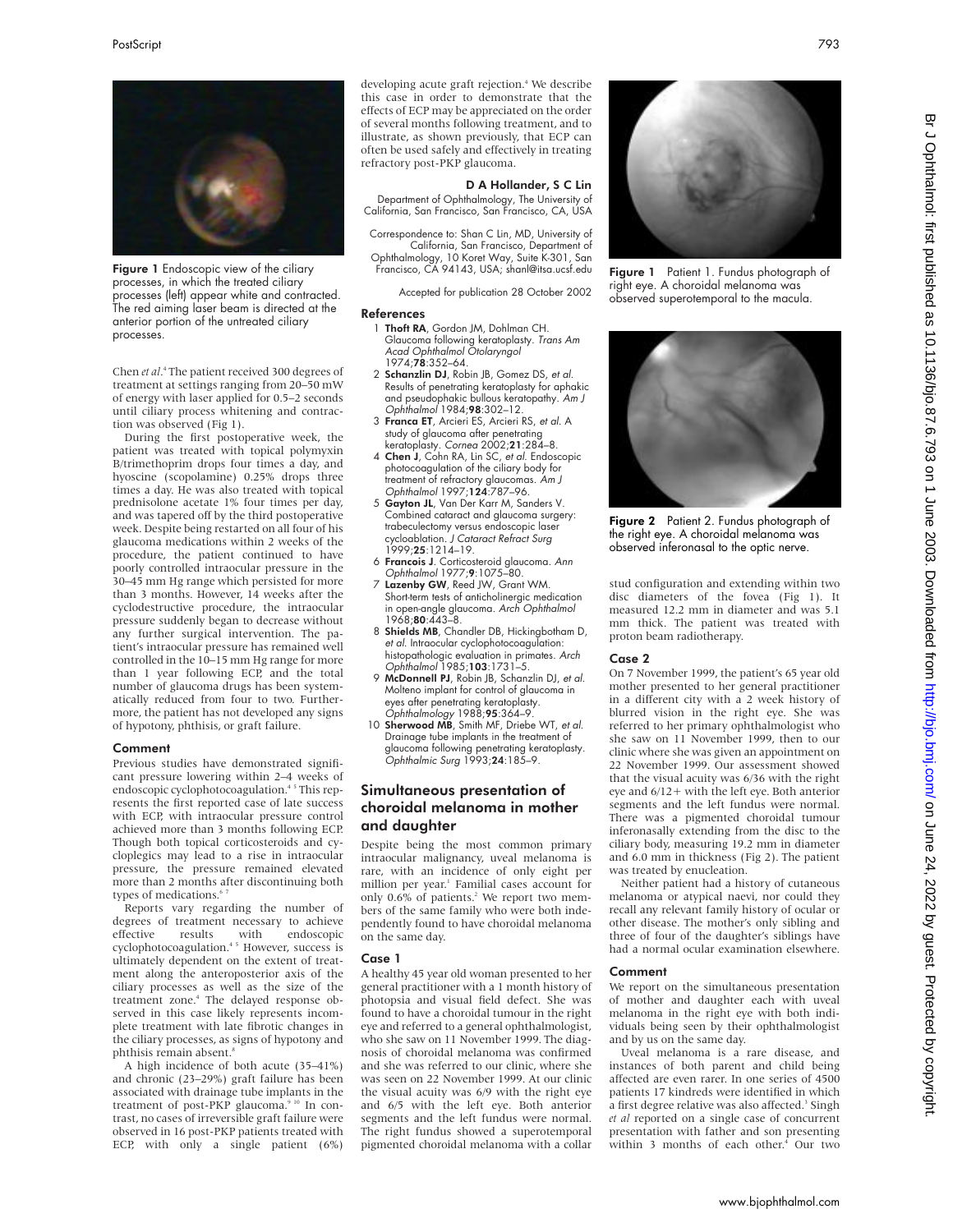Figure 1 Endoscopic view of the ciliary processes, in which the treated ciliary processes (left) appear white and contracted. The red aiming laser beam is directed at the anterior portion of the untreated ciliary processes.

Chen *et al*.[4] The patient received 300 degrees of treatment at settings ranging from 20–50 mW of energy with laser applied for 0.5–2 seconds until ciliary process whitening and contraction was observed (Fig 1).

During the first postoperative week, the patient was treated with topical polymyxin B/trimethoprim drops four times a day, and hyoscine (scopolamine) 0.25% drops three times a day. He was also treated with topical prednisolone acetate 1% four times per day, and was tapered off by the third postoperative week. Despite being restarted on all four of his glaucoma medications within 2 weeks of the procedure, the patient continued to have poorly controlled intraocular pressure in the 30–45 mm Hg range which persisted for more than 3 months. However, 14 weeks after the cyclodestructive procedure, the intraocular pressure suddenly began to decrease without any further surgical intervention. The patient's intraocular pressure has remained well controlled in the 10–15 mm Hg range for more than 1 year following ECP, and the total number of glaucoma drugs has been systematically reduced from four to two. Furthermore, the patient has not developed any signs of hypotony, phthisis, or graft failure.

### Comment

Previous studies have demonstrated significant pressure lowering within 2–4 weeks of endoscopic cyclophotocoagulation.[4,5] This represents the first reported case of late success with ECP, with intraocular pressure control achieved more than 3 months following ECP. Though both topical corticosteroids and cycloplegics may lead to a rise in intraocular pressure, the pressure remained elevated more than 2 months after discontinuing both types of medications.[6,7]

Reports vary regarding the number of degrees of treatment necessary to achieve effective results with endoscopic cyclophotocoagulation.[4,5] However, success is ultimately dependent on the extent of treatment along the anteroposterior axis of the ciliary processes as well as the size of the treatment zone.[4] The delayed response observed in this case likely represents incomplete treatment with late fibrotic changes in the ciliary processes, as signs of hypotony and phthisis remain absent.[8]

A high incidence of both acute (35–41%) and chronic (23–29%) graft failure has been associated with drainage tube implants in the treatment of post-PKP glaucoma.[9,10] In contrast, no cases of irreversible graft failure were observed in 16 post-PKP patients treated with ECP, with only a single patient (6%) developing acute graft rejection.[4] We describe this case in order to demonstrate that the effects of ECP may be appreciated on the order of several months following treatment, and to illustrate, as shown previously, that ECP can often be used safely and effectively in treating refractory post-PKP glaucoma.

**D A Hollander, S C Lin**

Department of Ophthalmology, The University of California, San Francisco, San Francisco, CA, USA

Correspondence to: Shan C Lin, MD, University of California, San Francisco, Department of Ophthalmology, 10 Koret Way, Suite K-301, San Francisco, CA 94143, USA; shanl@itsa.ucsf.edu

Accepted for publication 28 October 2002

### References

1. **Thoft RA**, Gordon JM, Dohlman CH. Glaucoma following keratoplasty. *Trans Am Acad Ophthalmol Otolaryngol* 1974;**78**:352–64.
2. **Schanzlin DJ**, Robin JB, Gomez DS, *et al*. Results of penetrating keratoplasty for aphakic and pseudophakic bullous keratopathy. *Am J Ophthalmol* 1984;**98**:302–12.
3. **Franca ET**, Arcieri ES, Arcieri RS, *et al*. A study of glaucoma after penetrating keratoplasty. *Cornea* 2002;**21**:284–8.
4. **Chen J**, Cohn RA, Lin SC, *et al*. Endoscopic photocoagulation of the ciliary body for treatment of refractory glaucomas. *Am J Ophthalmol* 1997;**124**:787–96.
5. **Gayton JL**, Van Der Karr M, Sanders V. Combined cataract and glaucoma surgery: trabeculectomy versus endoscopic laser cycloablation. *J Cataract Refract Surg* 1999;**25**:1214–19.
6. **Francois J**. Corticosteroid glaucoma. *Ann Ophthalmol* 1977;**9**:1075–80.
7. **Lazenby GW**, Reed JW, Grant WM. Short-term tests of anticholinergic medication in open-angle glaucoma. *Arch Ophthalmol* 1968;**80**:443–8.
8. **Shields MB**, Chandler DB, Hickingbotham D, *et al*. Intraocular cyclophotocoagulation: histopathologic evaluation in primates. *Arch Ophthalmol* 1985;**103**:1731–5.
9. **McDonnell PJ**, Robin JB, Schanzlin DJ, *et al*. Molteno implant for control of glaucoma in eyes after penetrating keratoplasty. *Ophthalmology* 1988;**95**:364–9.
10. **Sherwood MB**, Smith MF, Driebe WT, *et al*. Drainage tube implants in the treatment of glaucoma following penetrating keratoplasty. *Ophthalmic Surg* 1993;**24**:185–9.

## Simultaneous presentation of choroidal melanoma in mother and daughter

Despite being the most common primary intraocular malignancy, uveal melanoma is rare, with an incidence of only eight per million per year.[1] Familial cases account for only 0.6% of patients.[2] We report two members of the same family who were both independently found to have choroidal melanoma on the same day.

### Case 1

A healthy 45 year old woman presented to her general practitioner with a 1 month history of photopsia and visual field defect. She was found to have a choroidal tumour in the right eye and referred to a general ophthalmologist, who she saw on 11 November 1999. The diagnosis of choroidal melanoma was confirmed and she was referred to our clinic, where she was seen on 22 November 1999. At our clinic the visual acuity was 6/9 with the right eye and 6/5 with the left eye. Both anterior segments and the left fundus were normal. The right fundus showed a superotemporal pigmented choroidal melanoma with a collar stud configuration and extending within two disc diameters of the fovea (Fig 1). It measured 12.2 mm in diameter and was 5.1 mm thick. The patient was treated with proton beam radiotherapy.

Figure 1 Patient 1. Fundus photograph of right eye. A choroidal melanoma was observed superotemporal to the macula.

Figure 2 Patient 2. Fundus photograph of the right eye. A choroidal melanoma was observed inferonasal to the optic nerve.

### Case 2

On 7 November 1999, the patient's 65 year old mother presented to her general practitioner in a different city with a 2 week history of blurred vision in the right eye. She was referred to her primary ophthalmologist who she saw on 11 November 1999, then to our clinic where she was given an appointment on 22 November 1999. Our assessment showed that the visual acuity was 6/36 with the right eye and 6/12+ with the left eye. Both anterior segments and the left fundus were normal. There was a pigmented choroidal tumour inferonasally extending from the disc to the ciliary body, measuring 19.2 mm in diameter and 6.0 mm in thickness (Fig 2). The patient was treated by enucleation.

Neither patient had a history of cutaneous melanoma or atypical naevi, nor could they recall any relevant family history of ocular or other disease. The mother's only sibling and three of four of the daughter's siblings have had a normal ocular examination elsewhere.

### Comment

We report on the simultaneous presentation of mother and daughter each with uveal melanoma in the right eye with both individuals being seen by their ophthalmologist and by us on the same day.

Uveal melanoma is a rare disease, and instances of both parent and child being affected are even rarer. In one series of 4500 patients 17 kindreds were identified in which a first degree relative was also affected.[3] Singh *et al* reported on a single case of concurrent presentation with father and son presenting within 3 months of each other.[4] Our two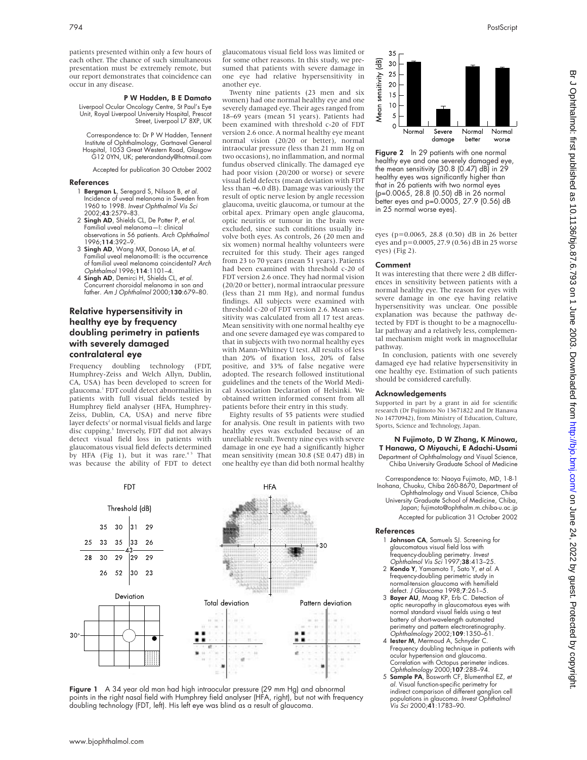patients presented within only a few hours of each other. The chance of such simultaneous presentation must be extremely remote, but our report demonstrates that coincidence can occur in any disease.

**P W Hadden, B E Damato**

Liverpool Ocular Oncology Centre, St Paul's Eye Unit, Royal Liverpool University Hospital, Prescot Street, Liverpool L7 8XP, UK

Correspondence to: Dr P W Hadden, Tennent Institute of Ophthalmology, Gartnavel General Hospital, 1053 Great Western Road, Glasgow G12 0YN, UK; peterandandy@hotmail.com

Accepted for publication 30 October 2002

### References

1. **Bergman L**, Seregard S, Nilsson B, *et al.* Incidence of uveal melanoma in Sweden from 1960 to 1998. *Invest Ophthalmol Vis Sci* 2002;**43**:2579–83.
2. **Singh AD**, Shields CL, De Potter P, *et al.* Familial uveal melanoma—I: clinical observations in 56 patients. *Arch Ophthalmol* 1996;**114**:392–9.
3. **Singh AD**, Wang MX, Donoso LA, *et al.* Familial uveal melanoma-III: is the occurrence of familial uveal melanoma coincidental? *Arch Ophthalmol* 1996;**114**:1101–4.
4. **Singh AD**, Demirci H, Shields CL, *et al.* Concurrent choroidal melanoma in son and father. *Am J Ophthalmol* 2000;**130**:679–80.

## Relative hypersensitivity in healthy eye by frequency doubling perimetry in patients with severely damaged contralateral eye

Frequency doubling technology (FDT, Humphrey-Zeiss and Welch Allyn, Dublin, CA, USA) has been developed to screen for glaucoma.[1] FDT could detect abnormalities in patients with full visual fields tested by Humphrey field analyser (HFA, Humphrey-Zeiss, Dublin, CA, USA) and nerve fibre layer defects[2] or normal visual fields and large disc cupping.[3] Inversely, FDT did not always detect visual field loss in patients with glaucomatous visual field defects determined by HFA (Fig 1), but it was rare.[4 5] That was because the ability of FDT to detect glaucomatous visual field loss was limited or for some other reasons. In this study, we presumed that patients with severe damage in one eye had relative hypersensitivity in another eye.

Twenty nine patients (23 men and six women) had one normal healthy eye and one severely damaged eye. Their ages ranged from 18–69 years (mean 51 years). Patients had been examined with threshold c-20 of FDT version 2.6 once. A normal healthy eye meant normal vision (20/20 or better), normal intraocular pressure (less than 21 mm Hg on two occasions), no inflammation, and normal fundus observed clinically. The damaged eye had poor vision (20/200 or worse) or severe visual field defects (mean deviation with FDT less than −6.0 dB). Damage was variously the result of optic nerve lesion by angle recession glaucoma, uveitic glaucoma, or tumour at the orbital apex. Primary open angle glaucoma, optic neuritis or tumour in the brain were excluded, since such conditions usually involve both eyes. As controls, 26 (20 men and six women) normal healthy volunteers were recruited for this study. Their ages ranged from 23 to 70 years (mean 51 years). Patients had been examined with threshold c-20 of FDT version 2.6 once. They had normal vision (20/20 or better), normal intraocular pressure (less than 21 mm Hg), and normal fundus findings. All subjects were examined with threshold c-20 of FDT version 2.6. Mean sensitivity was calculated from all 17 test areas. Mean sensitivity with one normal healthy eye and one severe damaged eye was compared to that in subjects with two normal healthy eyes with Mann-Whitney U test. All results of less than 20% of fixation loss, 20% of false positive, and 33% of false negative were adopted. The research followed institutional guidelines and the tenets of the World Medical Association Declaration of Helsinki. We obtained written informed consent from all patients before their entry in this study.

Eighty results of 55 patients were studied for analysis. One result in patients with two healthy eyes was excluded because of an unreliable result. Twenty nine eyes with severe damage in one eye had a significantly higher mean sensitivity (mean 30.8 (SE 0.47) dB) in one healthy eye than did both normal healthy eyes ($p=0.0065$, 28.8 (0.50) dB in 26 better eyes and $p=0.0005$, 27.9 (0.56) dB in 25 worse eyes) (Fig 2).

**Figure 1** A 34 year old man had high intraocular pressure (29 mm Hg) and abnormal points in the right nasal field with Humphrey field analyser (HFA, right), but not with frequency doubling technology (FDT, left). His left eye was blind as a result of glaucoma.

**Figure 2** In 29 patients with one normal healthy eye and one severely damaged eye, the mean sensitivity (30.8 (0.47) dB) in 29 healthy eyes was significantly higher than that in 26 patients with two normal eyes ($p=0.0065$, 28.8 (0.50) dB in 26 normal better eyes and $p=0.0005$, 27.9 (0.56) dB in 25 normal worse eyes).

### Comment

It was interesting that there were 2 dB differences in sensitivity between patients with a normal healthy eye. The reason for eyes with severe damage in one eye having relative hypersensitivity was unclear. One possible explanation was because the pathway detected by FDT is thought to be a magnocellular pathway and a relatively less, complemental mechanism might work in magnocellular pathway.

In conclusion, patients with one severely damaged eye had relative hypersensitivity in one healthy eye. Estimation of such patients should be considered carefully.

### Acknowledgements

Supported in part by a grant in aid for scientific research (Dr Fujimoto No 13671822 and Dr Hanawa No 14770942), from Ministry of Education, Culture, Sports, Science and Technology, Japan.

**N Fujimoto, D W Zhang, K Minowa, T Hanawa, O Miyauchi, E Adachi-Usami**

Department of Ophthalmology and Visual Science, Chiba University Graduate School of Medicine

Correspondence to: Naoya Fujimoto, MD, 1-8-1 Inohana, Chuoku, Chiba 260-8670, Department of Ophthalmology and Visual Science, Chiba University Graduate School of Medicine, Chiba, Japan; fujimoto@ophthalm.m.chiba-u.ac.jp

Accepted for publication 31 October 2002

### References

1. **Johnson CA**, Samuels SJ. Screening for glaucomatous visual field loss with frequency-doubling perimetry. *Invest Ophthalmol Vis Sci* 1997;**38**:413–25.
2. **Kondo Y**, Yamamoto T, Sato Y, *et al.* A frequency-doubling perimetric study in normal-tension glaucoma with hemifield defect. *J Glaucoma* 1998;**7**:261–5.
3. **Bayer AU**, Maag KP, Erb C. Detection of optic neuropathy in glaucomatous eyes with normal standard visual fields using a test battery of short-wavelength automated perimetry and pattern electroretinography. *Ophthalmology* 2002;**109**:1350–61.
4. **Iester M**, Mermoud A, Schnyder C. Frequency doubling technique in patients with ocular hypertension and glaucoma. Correlation with Octopus perimeter indices. *Ophthalmology* 2000;**107**:288–94.
5. **Sample PA**, Bosworth CF, Blumenthal EZ, *et al.* Visual function-specific perimetry for indirect comparison of different ganglion cell populations in glaucoma. *Invest Ophthalmol Vis Sci* 2000;**41**:1783–90.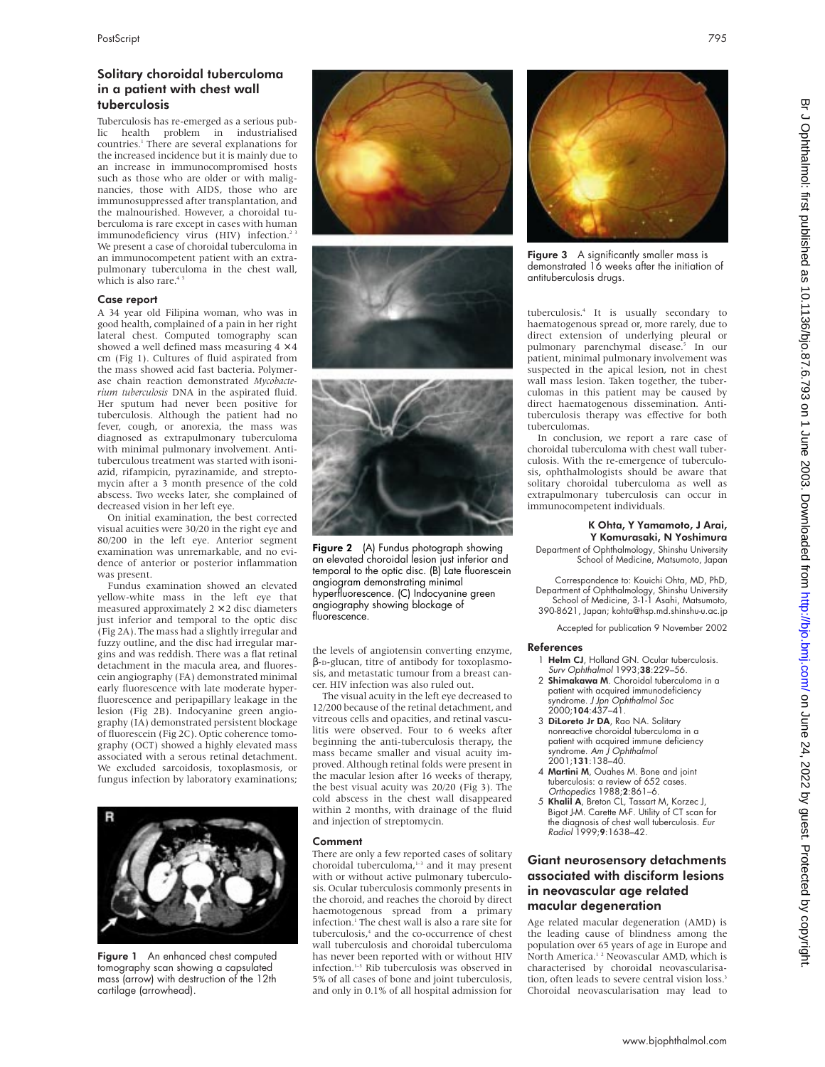## Solitary choroidal tuberculoma in a patient with chest wall tuberculosis

Tuberculosis has re-emerged as a serious public health problem in industrialised countries.[1] There are several explanations for the increased incidence but it is mainly due to an increase in immunocompromised hosts such as those who are older or with malignancies, those with AIDS, those who are immunosuppressed after transplantation, and the malnourished. However, a choroidal tuberculoma is rare except in cases with human immunodeficiency virus (HIV) infection.[2 3] We present a case of choroidal tuberculoma in an immunocompetent patient with an extrapulmonary tuberculoma in the chest wall, which is also rare.[4 5]

### Case report

A 34 year old Filipina woman, who was in good health, complained of a pain in her right lateral chest. Computed tomography scan showed a well defined mass measuring 4 × 4 cm (Fig 1). Cultures of fluid aspirated from the mass showed acid fast bacteria. Polymerase chain reaction demonstrated *Mycobacterium tuberculosis* DNA in the aspirated fluid. Her sputum had never been positive for tuberculosis. Although the patient had no fever, cough, or anorexia, the mass was diagnosed as extrapulmonary tuberculoma with minimal pulmonary involvement. Antituberculous treatment was started with isoniazid, rifampicin, pyrazinamide, and streptomycin after a 3 month presence of the cold abscess. Two weeks later, she complained of decreased vision in her left eye.

On initial examination, the best corrected visual acuities were 30/20 in the right eye and 80/200 in the left eye. Anterior segment examination was unremarkable, and no evidence of anterior or posterior inflammation was present.

Fundus examination showed an elevated yellow-white mass in the left eye that measured approximately 2 × 2 disc diameters just inferior and temporal to the optic disc (Fig 2A). The mass had a slightly irregular and fuzzy outline, and the disc had irregular margins and was reddish. There was a flat retinal detachment in the macula area, and fluorescein angiography (FA) demonstrated minimal early fluorescence with late moderate hyperfluorescence and peripapillary leakage in the lesion (Fig 2B). Indocyanine green angiography (IA) demonstrated persistent blockage of fluorescein (Fig 2C). Optic coherence tomography (OCT) showed a highly elevated mass associated with a serous retinal detachment. We excluded sarcoidosis, toxoplasmosis, or fungus infection by laboratory examinations; the levels of angiotensin converting enzyme, β-D-glucan, titre of antibody for toxoplasmosis, and metastatic tumour from a breast cancer. HIV infection was also ruled out.

The visual acuity in the left eye decreased to 12/200 because of the retinal detachment, and vitreous cells and opacities, and retinal vasculitis were observed. Four to 6 weeks after beginning the anti-tuberculosis therapy, the mass became smaller and visual acuity improved. Although retinal folds were present in the macular lesion after 16 weeks of therapy, the best visual acuity was 20/20 (Fig 3). The cold abscess in the chest wall disappeared within 2 months, with drainage of the fluid and injection of streptomycin.

Figure 1 An enhanced chest computed tomography scan showing a capsulated mass (arrow) with destruction of the 12th cartilage (arrowhead).

Figure 2 (A) Fundus photograph showing an elevated choroidal lesion just inferior and temporal to the optic disc. (B) Late fluorescein angiogram demonstrating minimal hyperfluorescence. (C) Indocyanine green angiography showing blockage of fluorescence.

Figure 3 A significantly smaller mass is demonstrated 16 weeks after the initiation of antituberculosis drugs.

### Comment

There are only a few reported cases of solitary choroidal tuberculoma,[1–3] and it may present with or without active pulmonary tuberculosis. Ocular tuberculosis commonly presents in the choroid, and reaches the choroid by direct haemotogenous spread from a primary infection.[1] The chest wall is also a rare site for tuberculosis,[4] and the co-occurrence of chest wall tuberculosis and choroidal tuberculoma has never been reported with or without HIV infection.[1–5] Rib tuberculosis was observed in 5% of all cases of bone and joint tuberculosis, and only in 0.1% of all hospital admission for tuberculosis.[4] It is usually secondary to haematogenous spread or, more rarely, due to direct extension of underlying pleural or pulmonary parenchymal disease.[5] In our patient, minimal pulmonary involvement was suspected in the apical lesion, not in chest wall mass lesion. Taken together, the tuberculomas in this patient may be caused by direct haematogenous dissemination. Antituberculosis therapy was effective for both tuberculomas.

In conclusion, we report a rare case of choroidal tuberculoma with chest wall tuberculosis. With the re-emergence of tuberculosis, ophthalmologists should be aware that solitary choroidal tuberculoma as well as extrapulmonary tuberculosis can occur in immunocompetent individuals.

**K Ohta, Y Yamamoto, J Arai, Y Komurasaki, N Yoshimura**
Department of Ophthalmology, Shinshu University School of Medicine, Matsumoto, Japan

Correspondence to: Kouichi Ohta, MD, PhD, Department of Ophthalmology, Shinshu University School of Medicine, 3-1-1 Asahi, Matsumoto, 390-8621, Japan; kohta@hsp.md.shinshu-u.ac.jp

Accepted for publication 9 November 2002

### References

1. **Helm CJ**, Holland GN. Ocular tuberculosis. *Surv Ophthalmol* 1993;**38**:229–56.
2. **Shimakawa M**. Choroidal tuberculoma in a patient with acquired immunodeficiency syndrome. *J Jpn Ophthalmol Soc* 2000;**104**:437–41.
3. **DiLoreto Jr DA**, Rao NA. Solitary nonreactive choroidal tuberculoma in a patient with acquired immune deficiency syndrome. *Am J Ophthalmol* 2001;**131**:138–40.
4. **Martini M**, Ouahes M. Bone and joint tuberculosis: a review of 652 cases. *Orthopedics* 1988;**2**:861–6.
5. **Khalil A**, Breton CL, Tassart M, Korzec J, Bigot J-M. Carette M-F. Utility of CT scan for the diagnosis of chest wall tuberculosis. *Eur Radiol* 1999;**9**:1638–42.

## Giant neurosensory detachments associated with disciform lesions in neovascular age related macular degeneration

Age related macular degeneration (AMD) is the leading cause of blindness among the population over 65 years of age in Europe and North America.[1 2] Neovascular AMD, which is characterised by choroidal neovascularisation, often leads to severe central vision loss.[3] Choroidal neovascularisation may lead to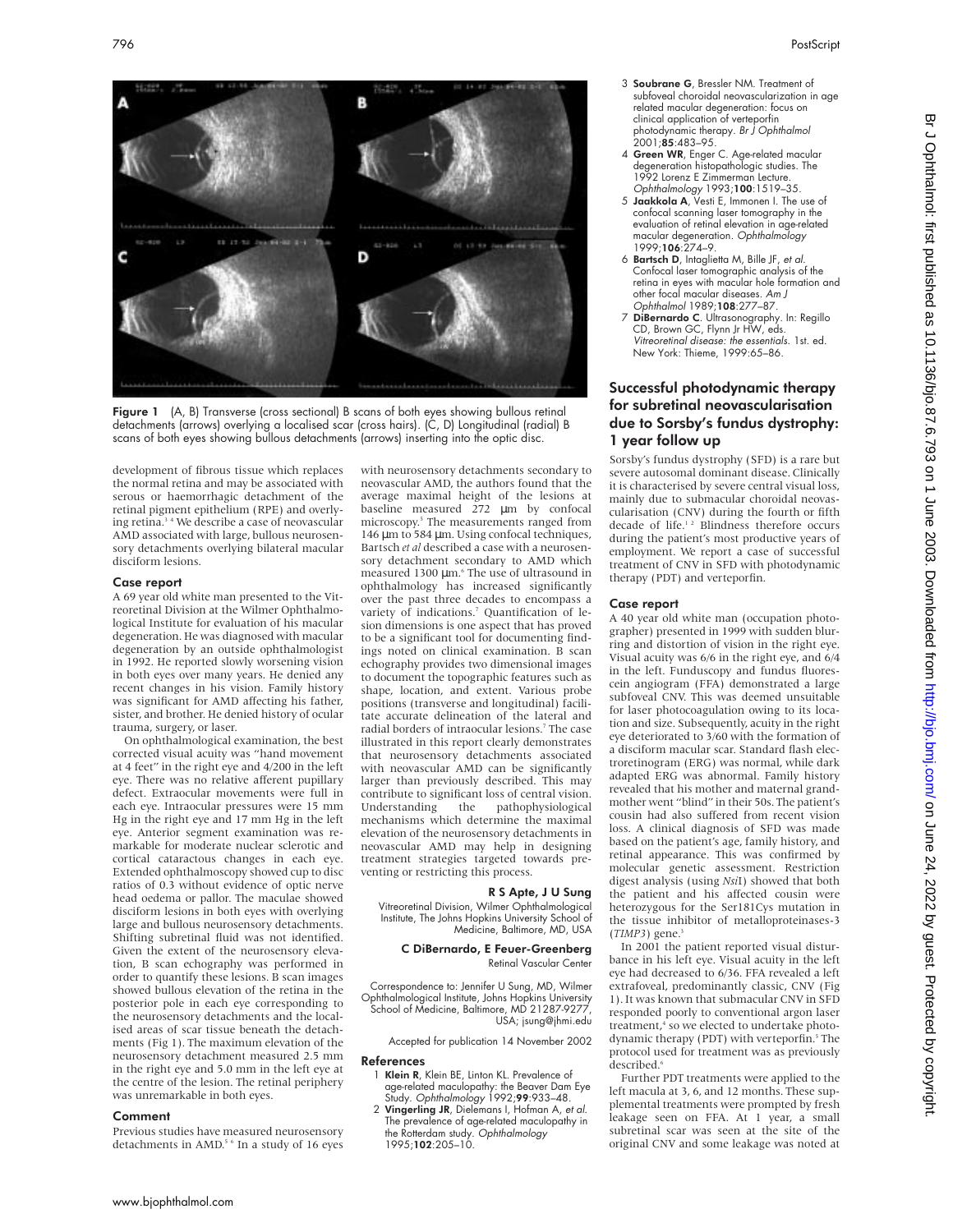Figure 1 (A, B) Transverse (cross sectional) B scans of both eyes showing bullous retinal detachments (arrows) overlying a localised scar (cross hairs). (C, D) Longitudinal (radial) B scans of both eyes showing bullous detachments (arrows) inserting into the optic disc.

development of fibrous tissue which replaces the normal retina and may be associated with serous or haemorrhagic detachment of the retinal pigment epithelium (RPE) and overlying retina.[3,4] We describe a case of neovascular AMD associated with large, bullous neurosensory detachments overlying bilateral macular disciform lesions.

### Case report

A 69 year old white man presented to the Vitreoretinal Division at the Wilmer Ophthalmological Institute for evaluation of his macular degeneration. He was diagnosed with macular degeneration by an outside ophthalmologist in 1992. He reported slowly worsening vision in both eyes over many years. He denied any recent changes in his vision. Family history was significant for AMD affecting his father, sister, and brother. He denied history of ocular trauma, surgery, or laser.

On ophthalmological examination, the best corrected visual acuity was "hand movement at 4 feet" in the right eye and 4/200 in the left eye. There was no relative afferent pupillary defect. Extraocular movements were full in each eye. Intraocular pressures were 15 mm Hg in the right eye and 17 mm Hg in the left eye. Anterior segment examination was remarkable for moderate nuclear sclerotic and cortical cataractous changes in each eye. Extended ophthalmoscopy showed cup to disc ratios of 0.3 without evidence of optic nerve head oedema or pallor. The maculae showed disciform lesions in both eyes with overlying large and bullous neurosensory detachments. Shifting subretinal fluid was not identified. Given the extent of the neurosensory elevation, B scan echography was performed in order to quantify these lesions. B scan images showed bullous elevation of the retina in the posterior pole in each eye corresponding to the neurosensory detachments and the localised areas of scar tissue beneath the detachments (Fig 1). The maximum elevation of the neurosensory detachment measured 2.5 mm in the right eye and 5.0 mm in the left eye at the centre of the lesion. The retinal periphery was unremarkable in both eyes.

### Comment

Previous studies have measured neurosensory detachments in AMD.[5,6] In a study of 16 eyes with neurosensory detachments secondary to neovascular AMD, the authors found that the average maximal height of the lesions at baseline measured 272 μm by confocal microscopy.[5] The measurements ranged from 146 μm to 584 μm. Using confocal techniques, Bartsch *et al* described a case with a neurosensory detachment secondary to AMD which measured 1300 μm.[6] The use of ultrasound in ophthalmology has increased significantly over the past three decades to encompass a variety of indications.[7] Quantification of lesion dimensions is one aspect that has proved to be a significant tool for documenting findings noted on clinical examination. B scan echography provides two dimensional images to document the topographic features such as shape, location, and extent. Various probe positions (transverse and longitudinal) facilitate accurate delineation of the lateral and radial borders of intraocular lesions.[7] The case illustrated in this report clearly demonstrates that neurosensory detachments associated with neovascular AMD can be significantly larger than previously described. This may contribute to significant loss of central vision. Understanding the pathophysiological mechanisms which determine the maximal elevation of the neurosensory detachments in neovascular AMD may help in designing treatment strategies targeted towards preventing or restricting this process.

**R S Apte, J U Sung**

Vitreoretinal Division, Wilmer Ophthalmological Institute, The Johns Hopkins University School of Medicine, Baltimore, MD, USA

**C DiBernardo, E Feuer-Greenberg**

Retinal Vascular Center

Correspondence to: Jennifer U Sung, MD, Wilmer Ophthalmological Institute, Johns Hopkins University School of Medicine, Baltimore, MD 21287-9277, USA; jsung@jhmi.edu

Accepted for publication 14 November 2002

### References

1. **Klein R**, Klein BE, Linton KL. Prevalence of age-related maculopathy: the Beaver Dam Eye Study. *Ophthalmology* 1992;**99**:933–48.
2. **Vingerling JR**, Dielemans I, Hofman A, *et al*. The prevalence of age-related maculopathy in the Rotterdam study. *Ophthalmology* 1995;**102**:205–10.
3. **Soubrane G**, Bressler NM. Treatment of subfoveal choroidal neovascularization in age related macular degeneration: focus on clinical application of verteporfin photodynamic therapy. *Br J Ophthalmol* 2001;**85**:483–95.
4. **Green WR**, Enger C. Age-related macular degeneration histopathologic studies. The 1992 Lorenz E Zimmerman Lecture. *Ophthalmology* 1993;**100**:1519–35.
5. **Jaakkola A**, Vesti E, Immonen I. The use of confocal scanning laser tomography in the evaluation of retinal elevation in age-related macular degeneration. *Ophthalmology* 1999;**106**:274–9.
6. **Bartsch D**, Intaglietta M, Bille JF, *et al*. Confocal laser tomographic analysis of the retina in eyes with macular hole formation and other focal macular diseases. *Am J Ophthalmol* 1989;**108**:277–87.
7. **DiBernardo C**. Ultrasonography. In: Regillo CD, Brown GC, Flynn Jr HW, eds. *Vitreoretinal disease: the essentials*. 1st. ed. New York: Thieme, 1999:65–86.

## Successful photodynamic therapy for subretinal neovascularisation due to Sorsby's fundus dystrophy: 1 year follow up

Sorsby's fundus dystrophy (SFD) is a rare but severe autosomal dominant disease. Clinically it is characterised by severe central visual loss, mainly due to submacular choroidal neovascularisation (CNV) during the fourth or fifth decade of life.[1,2] Blindness therefore occurs during the patient's most productive years of employment. We report a case of successful treatment of CNV in SFD with photodynamic therapy (PDT) and verteporfin.

### Case report

A 40 year old white man (occupation photographer) presented in 1999 with sudden blurring and distortion of vision in the right eye. Visual acuity was 6/6 in the right eye, and 6/4 in the left. Funduscopy and fundus fluorescein angiogram (FFA) demonstrated a large subfoveal CNV. This was deemed unsuitable for laser photocoagulation owing to its location and size. Subsequently, acuity in the right eye deteriorated to 3/60 with the formation of a disciform macular scar. Standard flash electroretinogram (ERG) was normal, while dark adapted ERG was abnormal. Family history revealed that his mother and maternal grandmother went "blind" in their 50s. The patient's cousin had also suffered from recent vision loss. A clinical diagnosis of SFD was made based on the patient's age, family history, and retinal appearance. This was confirmed by molecular genetic assessment. Restriction digest analysis (using *Nsi*I) showed that both the patient and his affected cousin were heterozygous for the Ser181Cys mutation in the tissue inhibitor of metalloproteinases-3 (*TIMP3*) gene.[3]

In 2001 the patient reported visual disturbance in his left eye. Visual acuity in the left eye had decreased to 6/36. FFA revealed a left extrafoveal, predominantly classic, CNV (Fig 1). It was known that submacular CNV in SFD responded poorly to conventional argon laser treatment,[4] so we elected to undertake photodynamic therapy (PDT) with verteporfin.[5] The protocol used for treatment was as previously described.[6]

Further PDT treatments were applied to the left macula at 3, 6, and 12 months. These supplemental treatments were prompted by fresh leakage seen on FFA. At 1 year, a small subretinal scar was seen at the site of the original CNV and some leakage was noted at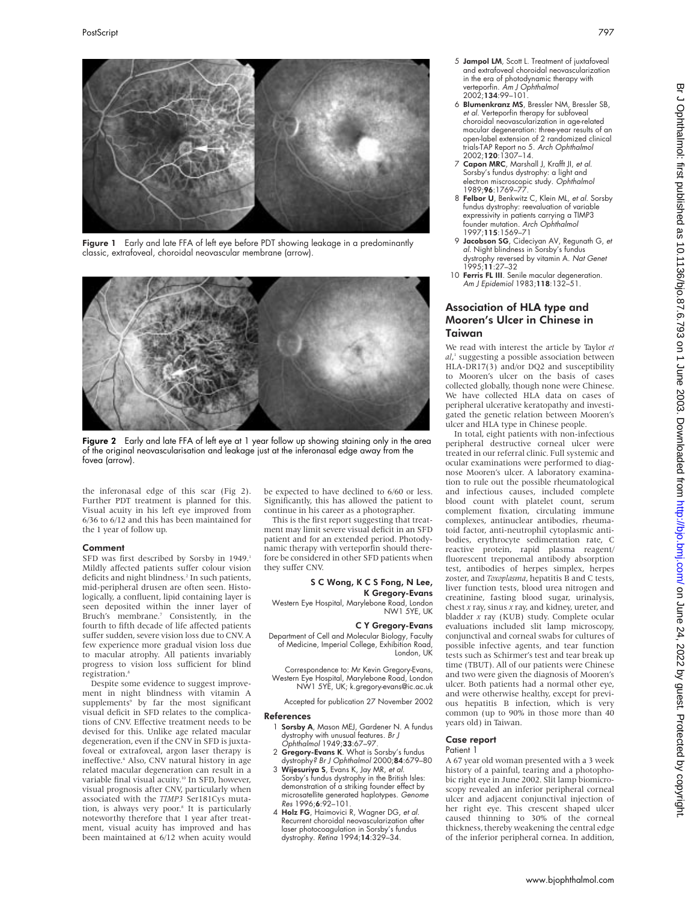**Figure 1** Early and late FFA of left eye before PDT showing leakage in a predominantly classic, extrafoveal, choroidal neovascular membrane (arrow).

**Figure 2** Early and late FFA of left eye at 1 year follow up showing staining only in the area of the original neovascularisation and leakage just at the inferonasal edge away from the fovea (arrow).

the inferonasal edge of this scar (Fig 2). Further PDT treatment is planned for this. Visual acuity in his left eye improved from 6/36 to 6/12 and this has been maintained for the 1 year of follow up.

### Comment

SFD was first described by Sorsby in 1949.[1] Mildly affected patients suffer colour vision deficits and night blindness.[2] In such patients, mid-peripheral drusen are often seen. Histologically, a confluent, lipid containing layer is seen deposited within the inner layer of Bruch's membrane.[7] Consistently, in the fourth to fifth decade of life affected patients suffer sudden, severe vision loss due to CNV. A few experience more gradual vision loss due to macular atrophy. All patients invariably progress to vision loss sufficient for blind registration.[8]

Despite some evidence to suggest improvement in night blindness with vitamin A supplements[9] by far the most significant visual deficit in SFD relates to the complications of CNV. Effective treatment needs to be devised for this. Unlike age related macular degeneration, even if the CNV in SFD is juxtafoveal or extrafoveal, argon laser therapy is ineffective.[4] Also, CNV natural history in age related macular degeneration can result in a variable final visual acuity.[10] In SFD, however, visual prognosis after CNV, particularly when associated with the *TIMP3* Ser181Cys mutation, is always very poor.[8] It is particularly noteworthy therefore that 1 year after treatment, visual acuity has improved and has been maintained at 6/12 when acuity would be expected to have declined to 6/60 or less. Significantly, this has allowed the patient to continue in his career as a photographer.

This is the first report suggesting that treatment may limit severe visual deficit in an SFD patient and for an extended period. Photodynamic therapy with verteporfin should therefore be considered in other SFD patients when they suffer CNV.

**S C Wong, K C S Fong, N Lee, K Gregory-Evans**
Western Eye Hospital, Marylebone Road, London NW1 5YE, UK

**C Y Gregory-Evans**
Department of Cell and Molecular Biology, Faculty of Medicine, Imperial College, Exhibition Road, London, UK

Correspondence to: Mr Kevin Gregory-Evans, Western Eye Hospital, Marylebone Road, London NW1 5YE, UK; k.gregory-evans@ic.ac.uk

Accepted for publication 27 November 2002

### References

1. **Sorsby A**, Mason MEJ, Gardener N. A fundus dystrophy with unusual features. *Br J Ophthalmol* 1949;**33**:67–97.
2. **Gregory-Evans K**. What is Sorsby's fundus dystrophy? *Br J Ophthalmol* 2000;**84**:679–80
3. **Wijesuriya S**, Evans K, Jay MR, *et al*. Sorsby's fundus dystrophy in the British Isles: demonstration of a striking founder effect by microsatellite generated haplotypes. *Genome Res* 1996;**6**:92–101.
4. **Holz FG**, Haimovici R, Wagner DG, *et al*. Recurrent choroidal neovascularization after laser photocoagulation in Sorsby's fundus dystrophy. *Retina* 1994;**14**:329–34.
5. **Jampol LM**, Scott L. Treatment of juxtafoveal and extrafoveal choroidal neovascularization in the era of photodynamic therapy with verteporfin. *Am J Ophthalmol* 2002;**134**:99–101.
6. **Blumenkranz MS**, Bressler NM, Bressler SB, *et al*. Verteporfin therapy for subfoveal choroidal neovascularization in age-related macular degeneration: three-year results of an open-label extension of 2 randomized clinical trials-TAP Report no 5. *Arch Ophthalmol* 2002;**120**:1307–14.
7. **Capon MRC**, Marshall J, Krafft JI, *et al*. Sorsby's fundus dystrophy: a light and electron miscroscopic study. *Ophthalmol* 1989;**96**:1769–77.
8. **Felbor U**, Benkwitz C, Klein ML, *et al*. Sorsby fundus dystrophy: reevaluation of variable expressivity in patients carrying a TIMP3 founder mutation. *Arch Ophthalmol* 1997;**115**:1569–71
9. **Jacobson SG**, Cideciyan AV, Regunath G, *et al*. Night blindness in Sorsby's fundus dystrophy reversed by vitamin A. *Nat Genet* 1995;**11**:27–32
10. **Ferris FL III**. Senile macular degeneration. *Am J Epidemiol* 1983;**118**:132–51.

## Association of HLA type and Mooren's Ulcer in Chinese in Taiwan

We read with interest the article by Taylor *et al*,[1] suggesting a possible association between HLA-DR17(3) and/or DQ2 and susceptibility to Mooren's ulcer on the basis of cases collected globally, though none were Chinese. We have collected HLA data on cases of peripheral ulcerative keratopathy and investigated the genetic relation between Mooren's ulcer and HLA type in Chinese people.

In total, eight patients with non-infectious peripheral destructive corneal ulcer were treated in our referral clinic. Full systemic and ocular examinations were performed to diagnose Mooren's ulcer. A laboratory examination to rule out the possible rheumatological and infectious causes, included complete blood count with platelet count, serum complement fixation, circulating immune complexes, antinuclear antibodies, rheumatoid factor, anti-neutrophil cytoplasmic antibodies, erythrocyte sedimentation rate, C reactive protein, rapid plasma reagent/fluorescent treponemal antibody absorption test, antibodies of herpes simplex, herpes zoster, and *Toxoplasma*, hepatitis B and C tests, liver function tests, blood urea nitrogen and creatinine, fasting blood sugar, urinalysis, chest *x* ray, sinus *x* ray, and kidney, ureter, and bladder *x* ray (KUB) study. Complete ocular evaluations included slit lamp microscopy, conjunctival and corneal swabs for cultures of possible infective agents, and tear function tests such as Schirmer's test and tear break up time (TBUT). All of our patients were Chinese and two were given the diagnosis of Mooren's ulcer. Both patients had a normal other eye, and were otherwise healthy, except for previous hepatitis B infection, which is very common (up to 90% in those more than 40 years old) in Taiwan.

### Case report

#### Patient 1

A 67 year old woman presented with a 3 week history of a painful, tearing and a photophobic right eye in June 2002. Slit lamp biomicroscopy revealed an inferior peripheral corneal ulcer and adjacent conjunctival injection of her right eye. This crescent shaped ulcer caused thinning to 30% of the corneal thickness, thereby weakening the central edge of the inferior peripheral cornea. In addition,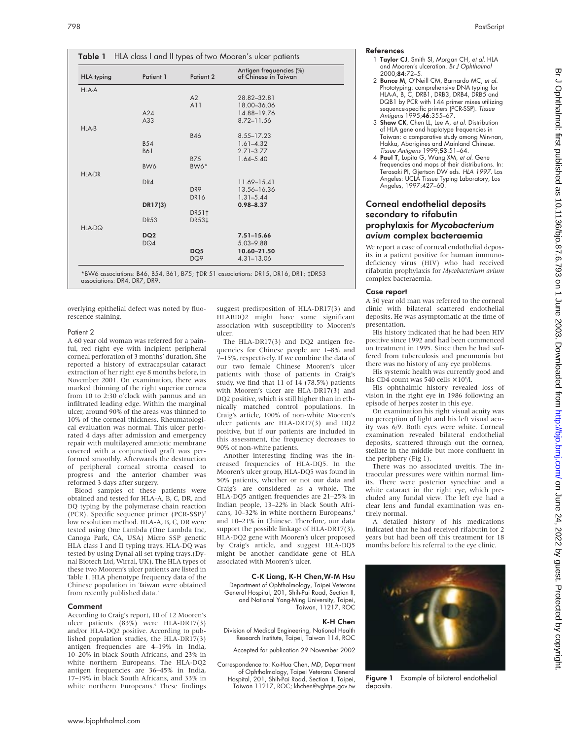**Table 1** HLA class I and II types of two Mooren's ulcer patients

| HLA typing | Patient 1 | Patient 2 | Antigen frequencies (%) of Chinese in Taiwan |
|---|---|---|---|
| HLA-A | | | |
| | | A2 | 28.82–32.81 |
| | | A11 | 18.00–36.06 |
| | A24 | | 14.88–19.76 |
| | A33 | | 8.72–11.56 |
| HLA-B | | | |
| | | B46 | 8.55–17.23 |
| | B54 | | 1.61–4.32 |
| | B61 | | 2.71–3.77 |
| | | B75 | 1.64–5.40 |
| | BW6 | BW6* | |
| HLA-DR | | | |
| | DR4 | | 11.69–15.41 |
| | | DR9 | 13.56–16.36 |
| | | DR16 | 1.31–5.44 |
| | **DR17(3)** | | **0.98–8.37** |
| | | DR51† | |
| | DR53 | DR53‡ | |
| HLA-DQ | | | |
| | **DQ2** | | **7.51–15.66** |
| | DQ4 | | 5.03–9.88 |
| | | **DQ5** | **10.60–21.50** |
| | | DQ9 | 4.31–13.06 |

*BW6 associations: B46, B54, B61, B75; †DR 51 associations: DR15, DR16, DR1; ‡DR53 associations: DR4, DR7, DR9.

overlying epithelial defect was noted by fluorescence staining.

### Patient 2

A 60 year old woman was referred for a painful, red right eye with incipient peripheral corneal perforation of 3 months' duration. She reported a history of extracapsular cataract extraction of her right eye 8 months before, in November 2001. On examination, there was marked thinning of the right superior cornea from 10 to 2:30 o'clock with pannus and an infiltrated leading edge. Within the marginal ulcer, around 90% of the areas was thinned to 10% of the corneal thickness. Rheumatological evaluation was normal. This ulcer perforated 4 days after admission and emergency repair with multilayered amniotic membrane covered with a conjunctival graft was performed smoothly. Afterwards the destruction of peripheral corneal stroma ceased to progress and the anterior chamber was reformed 3 days after surgery.

Blood samples of these patients were obtained and tested for HLA-A, B, C, DR, and DQ typing by the polymerase chain reaction (PCR). Specific sequence primer (PCR-SSP)[2] low resolution method. HLA-A, B, C, DR were tested using One Lambda (One Lambda Inc, Canoga Park, CA, USA) Micro SSP genetic HLA class I and II typing trays. HLA-DQ was tested by using Dynal all set typing trays.(Dynal Biotech Ltd, Wirral, UK). The HLA types of these two Mooren's ulcer patients are listed in Table 1. HLA phenotype frequency data of the Chinese population in Taiwan were obtained from recently published data.[3]

### Comment

According to Craig's report, 10 of 12 Mooren's ulcer patients (83%) were HLA-DR17(3) and/or HLA-DQ2 positive. According to published population studies, the HLA-DR17(3) antigen frequencies are 4–19% in India, 10–20% in black South Africans, and 23% in white northern Europeans. The HLA-DQ2 antigen frequencies are 36–45% in India, 17–19% in black South Africans, and 33% in white northern Europeans.[4] These findings suggest predisposition of HLA-DR17(3) and HLABDQ2 might have some significant association with susceptibility to Mooren's ulcer.

The HLA-DR17(3) and DQ2 antigen frequencies for Chinese people are 1–8% and 7–15%, respectively. If we combine the data of our two female Chinese Mooren's ulcer patients with those of patients in Craig's study, we find that 11 of 14 (78.5%) patients with Mooren's ulcer are HLA-DR17(3) and DQ2 positive, which is still higher than in ethnically matched control populations. In Craig's article, 100% of non-white Mooren's ulcer patients are HLA-DR17(3) and DQ2 positive, but if our patients are included in this assessment, the frequency decreases to 90% of non-white patients.

Another interesting finding was the increased frequencies of HLA-DQ5. In the Mooren's ulcer group, HLA-DQ5 was found in 50% patients, whether or not our data and Craig's are considered as a whole. The HLA-DQ5 antigen frequencies are 21–25% in Indian people, 13–22% in black South Africans, 10–32% in white northern Europeans,[4] and 10–21% in Chinese. Therefore, our data support the possible linkage of HLA-DR17(3), HLA-DQ2 gene with Mooren's ulcer proposed by Craig's article, and suggest HLA-DQ5 might be another candidate gene of HLA associated with Mooren's ulcer.

**C-K Liang, K-H Chen, W-M Hsu**

Department of Ophthalmology, Taipei Veterans General Hospital, 201, Shih-Pai Road, Section II, and National Yang-Ming University, Taipei, Taiwan, 11217, ROC

**K-H Chen**

Division of Medical Engineering, National Health Research Institute, Taipei, Taiwan 114, ROC

Accepted for publication 29 November 2002

Correspondence to: Ko-Hua Chen, MD, Department of Ophthalmology, Taipei Veterans General Hospital, 201, Shih-Pai Road, Section II, Taipei, Taiwan 11217, ROC; khchen@vghtpe.gov.tw

### References

1. **Taylor CJ**, Smith SI, Morgan CH, *et al*. HLA and Mooren's ulceration. *Br J Ophthalmol* 2000;**84**:72–5.
2. **Bunce M**, O'Neill CM, Barnardo MC, *et al*. Phototyping: comprehensive DNA typing for HLA-A, B, C, DRB1, DRB3, DRB4, DRB5 and DQB1 by PCR with 144 primer mixes utilizing sequence-specific primers (PCR-SSP). *Tissue Antigens* 1995;**46**:355–67.
3. **Shaw CK**, Chen LL, Lee A, *et al*. Distribution of HLA gene and haplotype frequencies in Taiwan: a comparative study among Min-nan, Hakka, Aborigines and Mainland Chinese. *Tissue Antigens* 1999;**53**:51–64.
4. **Paul T**, Lupita G, Wang XM, *et al*. Gene frequencies and maps of their distributions. In: Terasaki PI, Gjertson DW eds. *HLA 1997*. Los Angeles: UCLA Tissue Typing Laboratory, Los Angeles, 1997:427–60.

## Corneal endothelial deposits secondary to rifabutin prophylaxis for *Mycobacterium avium* complex bacteraemia

We report a case of corneal endothelial deposits in a patient positive for human immunodeficiency virus (HIV) who had received rifabutin prophylaxis for *Mycobacterium avium* complex bacteraemia.

### Case report

A 50 year old man was referred to the corneal clinic with bilateral scattered endothelial deposits. He was asymptomatic at the time of presentation.

His history indicated that he had been HIV positive since 1992 and had been commenced on treatment in 1995. Since then he had suffered from tuberculosis and pneumonia but there was no history of any eye problems.

His systemic health was currently good and his CD4 count was 540 cells $\times 10^6$/l.

His ophthalmic history revealed loss of vision in the right eye in 1986 following an episode of herpes zoster in this eye.

On examination his right visual acuity was no perception of light and his left visual acuity was 6/9. Both eyes were white. Corneal examination revealed bilateral endothelial deposits, scattered through out the cornea, stellate in the middle but more confluent in the periphery (Fig 1).

There was no associated uveitis. The intraocular pressures were within normal limits. There were posterior synechiae and a white cataract in the right eye, which precluded any fundal view. The left eye had a clear lens and fundal examination was entirely normal.

A detailed history of his medications indicated that he had received rifabutin for 2 years but had been off this treatment for 18 months before his referral to the eye clinic.

**Figure 1** Example of bilateral endothelial deposits.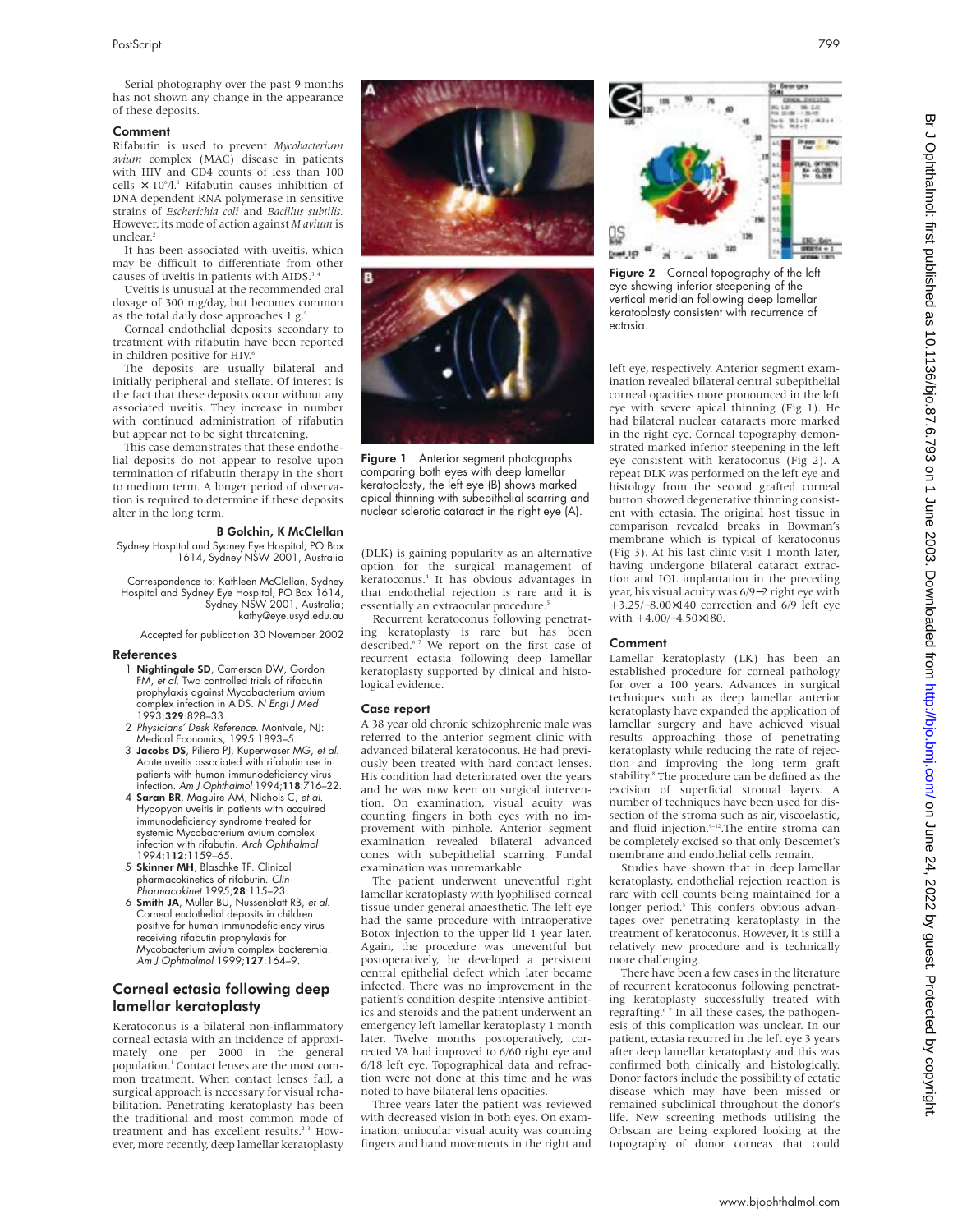Serial photography over the past 9 months has not shown any change in the appearance of these deposits.

### Comment

Rifabutin is used to prevent *Mycobacterium avium* complex (MAC) disease in patients with HIV and CD4 counts of less than 100 cells $\times 10^6$/l.[1] Rifabutin causes inhibition of DNA dependent RNA polymerase in sensitive strains of *Escherichia coli* and *Bacillus subtilis.* However, its mode of action against *M avium* is unclear.[2]

It has been associated with uveitis, which may be difficult to differentiate from other causes of uveitis in patients with AIDS.[3 4]

Uveitis is unusual at the recommended oral dosage of 300 mg/day, but becomes common as the total daily dose approaches 1 g.[5]

Corneal endothelial deposits secondary to treatment with rifabutin have been reported in children positive for HIV.[6]

The deposits are usually bilateral and initially peripheral and stellate. Of interest is the fact that these deposits occur without any associated uveitis. They increase in number with continued administration of rifabutin but appear not to be sight threatening.

This case demonstrates that these endothelial deposits do not appear to resolve upon termination of rifabutin therapy in the short to medium term. A longer period of observation is required to determine if these deposits alter in the long term.

**B Golchin, K McClellan**

Sydney Hospital and Sydney Eye Hospital, PO Box 1614, Sydney NSW 2001, Australia

Correspondence to: Kathleen McClellan, Sydney Hospital and Sydney Eye Hospital, PO Box 1614, Sydney NSW 2001, Australia; kathy@eye.usyd.edu.au

Accepted for publication 30 November 2002

### References

1. **Nightingale SD**, Cameron DW, Gordon FM, *et al*. Two controlled trials of rifabutin prophylaxis against Mycobacterium avium complex infection in AIDS. *N Engl J Med* 1993;**329**:828–33.
2. *Physicians' Desk Reference*. Montvale, NJ: Medical Economics, 1995:1893–5.
3. **Jacobs DS**, Piliero PJ, Kuperwaser MG, *et al*. Acute uveitis associated with rifabutin use in patients with human immunodeficiency virus infection. *Am J Ophthalmol* 1994;**118**:716–22.
4. **Saran BR**, Maguire AM, Nichols C, *et al*. Hypopyon uveitis in patients with acquired immunodeficiency syndrome treated for systemic Mycobacterium avium complex infection with rifabutin. *Arch Ophthalmol* 1994;**112**:1159–65.
5. **Skinner MH**, Blaschke TF. Clinical pharmacokinetics of rifabutin. *Clin Pharmacokinet* 1995;**28**:115–23.
6. **Smith JA**, Muller BU, Nussenblatt RB, *et al*. Corneal endothelial deposits in children positive for human immunodeficiency virus receiving rifabutin prophylaxis for Mycobacterium avium complex bacteremia. *Am J Ophthalmol* 1999;**127**:164–9.

## Corneal ectasia following deep lamellar keratoplasty

Keratoconus is a bilateral non-inflammatory corneal ectasia with an incidence of approximately one per 2000 in the general population.[1] Contact lenses are the most common treatment. When contact lenses fail, a surgical approach is necessary for visual rehabilitation. Penetrating keratoplasty has been the traditional and most common mode of treatment and has excellent results.[2 3] However, more recently, deep lamellar keratoplasty (DLK) is gaining popularity as an alternative option for the surgical management of keratoconus.[4] It has obvious advantages in that endothelial rejection is rare and it is essentially an extraocular procedure.[5]

Recurrent keratoconus following penetrating keratoplasty is rare but has been described.[6 7] We report on the first case of recurrent ectasia following deep lamellar keratoplasty supported by clinical and histological evidence.

Figure 1 Anterior segment photographs comparing both eyes with deep lamellar keratoplasty, the left eye (B) shows marked apical thinning with subepithelial scarring and nuclear sclerotic cataract in the right eye (A).

### Case report

A 38 year old chronic schizophrenic male was referred to the anterior segment clinic with advanced bilateral keratoconus. He had previously been treated with hard contact lenses. His condition had deteriorated over the years and he was now keen on surgical intervention. On examination, visual acuity was counting fingers in both eyes with no improvement with pinhole. Anterior segment examination revealed bilateral advanced cones with subepithelial scarring. Fundal examination was unremarkable.

The patient underwent uneventful right lamellar keratoplasty with lyophilised corneal tissue under general anaesthetic. The left eye had the same procedure with intraoperative Botox injection to the upper lid 1 year later. Again, the procedure was uneventful but postoperatively, he developed a persistent central epithelial defect which later became infected. There was no improvement in the patient's condition despite intensive antibiotics and steroids and the patient underwent an emergency left lamellar keratoplasty 1 month later. Twelve months postoperatively, corrected VA had improved to 6/60 right eye and 6/18 left eye. Topographical data and refraction were not done at this time and he was noted to have bilateral lens opacities.

Three years later the patient was reviewed with decreased vision in both eyes. On examination, uniocular visual acuity was counting fingers and hand movements in the right and left eye, respectively. Anterior segment examination revealed bilateral central subepithelial corneal opacities more pronounced in the left eye with severe apical thinning (Fig 1). He had bilateral nuclear cataracts more marked in the right eye. Corneal topography demonstrated marked inferior steepening in the left eye consistent with keratoconus (Fig 2). A repeat DLK was performed on the left eye and histology from the second grafted corneal button showed degenerative thinning consistent with ectasia. The original host tissue in comparison revealed breaks in Bowman's membrane which is typical of keratoconus (Fig 3). At his last clinic visit 1 month later, having undergone bilateral cataract extraction and IOL implantation in the preceding year, his visual acuity was 6/9−2 right eye with +3.25/−8.00×140 correction and 6/9 left eye with +4.00/−4.50×180.

Figure 2 Corneal topography of the left eye showing inferior steepening of the vertical meridian following deep lamellar keratoplasty consistent with recurrence of ectasia.

### Comment

Lamellar keratoplasty (LK) has been an established procedure for corneal pathology for over a 100 years. Advances in surgical techniques such as deep lamellar anterior keratoplasty have expanded the application of lamellar surgery and have achieved visual results approaching those of penetrating keratoplasty while reducing the rate of rejection and improving the long term graft stability.[8] The procedure can be defined as the excision of superficial stromal layers. A number of techniques have been used for dissection of the stroma such as air, viscoelastic, and fluid injection.[9–12] The entire stroma can be completely excised so that only Descemet's membrane and endothelial cells remain.

Studies have shown that in deep lamellar keratoplasty, endothelial rejection reaction is rare with cell counts being maintained for a longer period.[5] This confers obvious advantages over penetrating keratoplasty in the treatment of keratoconus. However, it is still a relatively new procedure and is technically more challenging.

There have been a few cases in the literature of recurrent keratoconus following penetrating keratoplasty successfully treated with regrafting.[6 7] In all these cases, the pathogenesis of this complication was unclear. In our patient, ectasia recurred in the left eye 3 years after deep lamellar keratoplasty and this was confirmed both clinically and histologically. Donor factors include the possibility of ectatic disease which may have been missed or remained subclinical throughout the donor's life. New screening methods utilising the Orbscan are being explored looking at the topography of donor corneas that could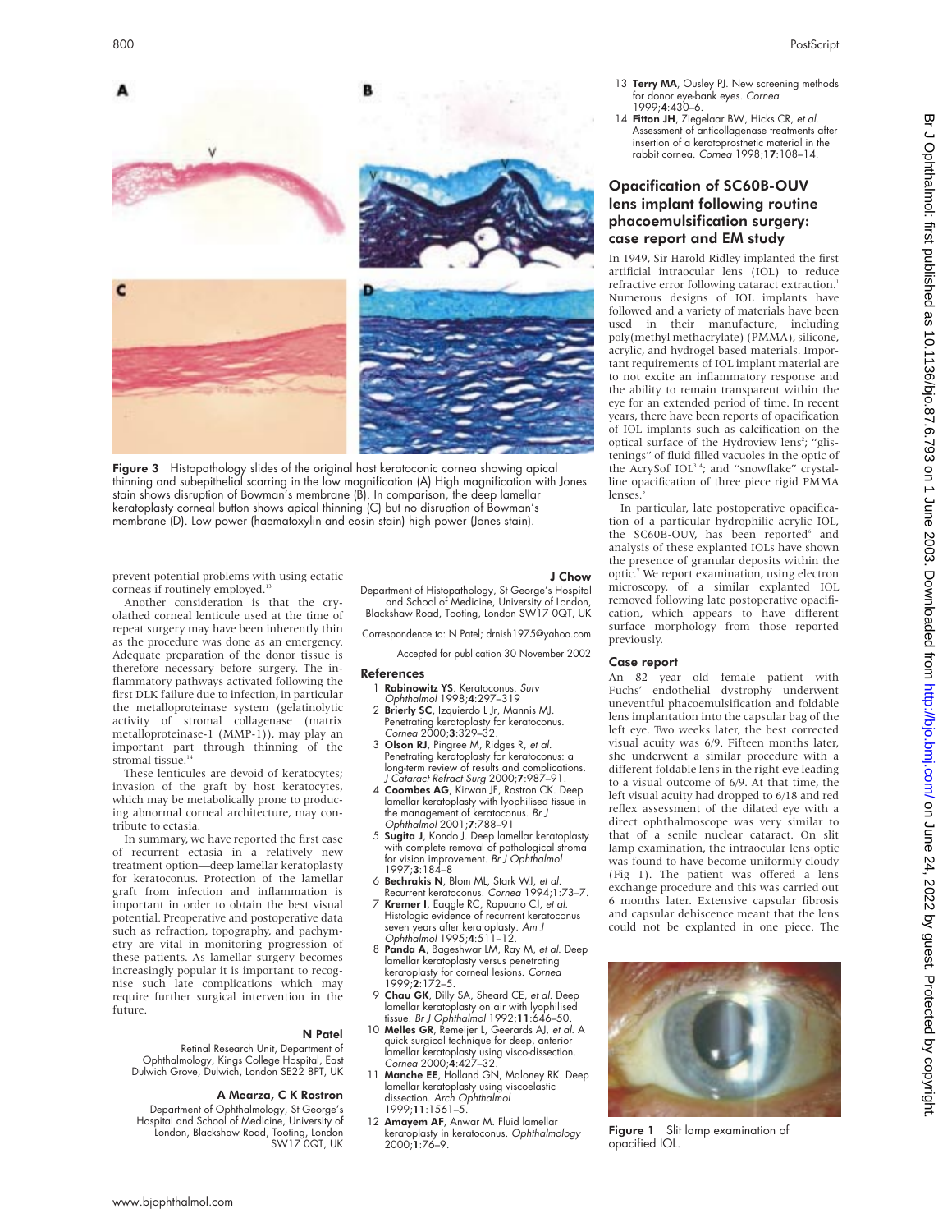Figure 3 Histopathology slides of the original host keratoconic cornea showing apical thinning and subepithelial scarring in the low magnification (A) High magnification with Jones stain shows disruption of Bowman's membrane (B). In comparison, the deep lamellar keratoplasty corneal button shows apical thinning (C) but no disruption of Bowman's membrane (D). Low power (haematoxylin and eosin stain) high power (Jones stain).

prevent potential problems with using ectatic corneas if routinely employed.[13]

Another consideration is that the cryolathed corneal lenticule used at the time of repeat surgery may have been inherently thin as the procedure was done as an emergency. Adequate preparation of the donor tissue is therefore necessary before surgery. The inflammatory pathways activated following the first DLK failure due to infection, in particular the metalloproteinase system (gelatinolytic activity of stromal collagenase (matrix metalloproteinase-1 (MMP-1)), may play an important part through thinning of the stromal tissue.[14]

These lenticules are devoid of keratocytes; invasion of the graft by host keratocytes, which may be metabolically prone to producing abnormal corneal architecture, may contribute to ectasia.

In summary, we have reported the first case of recurrent ectasia in a relatively new treatment option—deep lamellar keratoplasty for keratoconus. Protection of the lamellar graft from infection and inflammation is important in order to obtain the best visual potential. Preoperative and postoperative data such as refraction, topography, and pachymetry are vital in monitoring progression of these patients. As lamellar surgery becomes increasingly popular it is important to recognise such late complications which may require further surgical intervention in the future.

**N Patel**

Retinal Research Unit, Department of Ophthalmology, Kings College Hospital, East Dulwich Grove, Dulwich, London SE22 8PT, UK

**A Mearza, C K Rostron**

Department of Ophthalmology, St George's Hospital and School of Medicine, University of London, Blackshaw Road, Tooting, London SW17 0QT, UK

**J Chow**

Department of Histopathology, St George's Hospital and School of Medicine, University of London, Blackshaw Road, Tooting, London SW17 0QT, UK

Correspondence to: N Patel; drnish1975@yahoo.com

Accepted for publication 30 November 2002

### References

1. **Rabinowitz YS**. Keratoconus. *Surv Ophthalmol* 1998;**4**:297–319
2. **Brierly SC**, Izquierdo L Jr, Mannis MJ. Penetrating keratoplasty for keratoconus. *Cornea* 2000;**3**:329–32.
3. **Olson RJ**, Pingree M, Ridges R, *et al*. Penetrating keratoplasty for keratoconus: a long-term review of results and complications. *J Cataract Refract Surg* 2000;**7**:987–91.
4. **Coombes AG**, Kirwan JF, Rostron CK. Deep lamellar keratoplasty with lyophilised tissue in the management of keratoconus. *Br J Ophthalmol* 2001;**7**:788–91
5. **Sugita J**, Kondo J. Deep lamellar keratoplasty with complete removal of pathological stroma for vision improvement. *Br J Ophthalmol* 1997;**3**:184–8
6. **Bechrakis N**, Blom ML, Stark WJ, *et al*. Recurrent keratoconus. *Cornea* 1994;**1**:73–7.
7. **Kremer I**, Eaggle RC, Rapuano CJ, *et al*. Histologic evidence of recurrent keratoconus seven years after keratoplasty. *Am J Ophthalmol* 1995;**4**:511–12.
8. **Panda A**, Bageshwar LM, Ray M, *et al*. Deep lamellar keratoplasty versus penetrating keratoplasty for corneal lesions. *Cornea* 1999;**2**:172–5.
9. **Chau GK**, Dilly SA, Sheard CE, *et al*. Deep lamellar keratoplasty on air with lyophilised tissue. *Br J Ophthalmol* 1992;**11**:646–50.
10. **Melles GR**, Remeijer L, Geerards AJ, *et al*. A quick surgical technique for deep, anterior lamellar keratoplasty using visco-dissection. *Cornea* 2000;**4**:427–32.
11. **Manche EE**, Holland GN, Maloney RK. Deep lamellar keratoplasty using viscoelastic dissection. *Arch Ophthalmol* 1999;**11**:1561–5.
12. **Amayem AF**, Anwar M. Fluid lamellar keratoplasty in keratoconus. *Ophthalmology* 2000;**1**:76–9.
13. **Terry MA**, Ousley PJ. New screening methods for donor eye-bank eyes. *Cornea* 1999;**4**:430–6.
14. **Fitton JH**, Ziegelaar BW, Hicks CR, *et al*. Assessment of anticollagenase treatments after insertion of a keratoprosthetic material in the rabbit cornea. *Cornea* 1998;**17**:108–14.

## Opacification of SC60B-OUV lens implant following routine phacoemulsification surgery: case report and EM study

In 1949, Sir Harold Ridley implanted the first artificial intraocular lens (IOL) to reduce refractive error following cataract extraction.[1] Numerous designs of IOL implants have followed and a variety of materials have been used in their manufacture, including poly(methyl methacrylate) (PMMA), silicone, acrylic, and hydrogel based materials. Important requirements of IOL implant material are to not excite an inflammatory response and the ability to remain transparent within the eye for an extended period of time. In recent years, there have been reports of opacification of IOL implants such as calcification on the optical surface of the Hydroview lens[2]; "glistenings" of fluid filled vacuoles in the optic of the AcrySof IOL[3,4]; and "snowflake" crystalline opacification of three piece rigid PMMA lenses.[5]

In particular, late postoperative opacification of a particular hydrophilic acrylic IOL, the SC60B-OUV, has been reported[6] and analysis of these explanted IOLs have shown the presence of granular deposits within the optic.[7] We report examination, using electron microscopy, of a similar explanted IOL removed following late postoperative opacification, which appears to have different surface morphology from those reported previously.

### Case report

An 82 year old female patient with Fuchs' endothelial dystrophy underwent uneventful phacoemulsification and foldable lens implantation into the capsular bag of the left eye. Two weeks later, the best corrected visual acuity was 6/9. Fifteen months later, she underwent a similar procedure with a different foldable lens in the right eye leading to a visual outcome of 6/9. At that time, the left visual acuity had dropped to 6/18 and red reflex assessment of the dilated eye with a direct ophthalmoscope was very similar to that of a senile nuclear cataract. On slit lamp examination, the intraocular lens optic was found to have become uniformly cloudy (Fig 1). The patient was offered a lens exchange procedure and this was carried out 6 months later. Extensive capsular fibrosis and capsular dehiscence meant that the lens could not be explanted in one piece. The

Figure 1 Slit lamp examination of opacified IOL.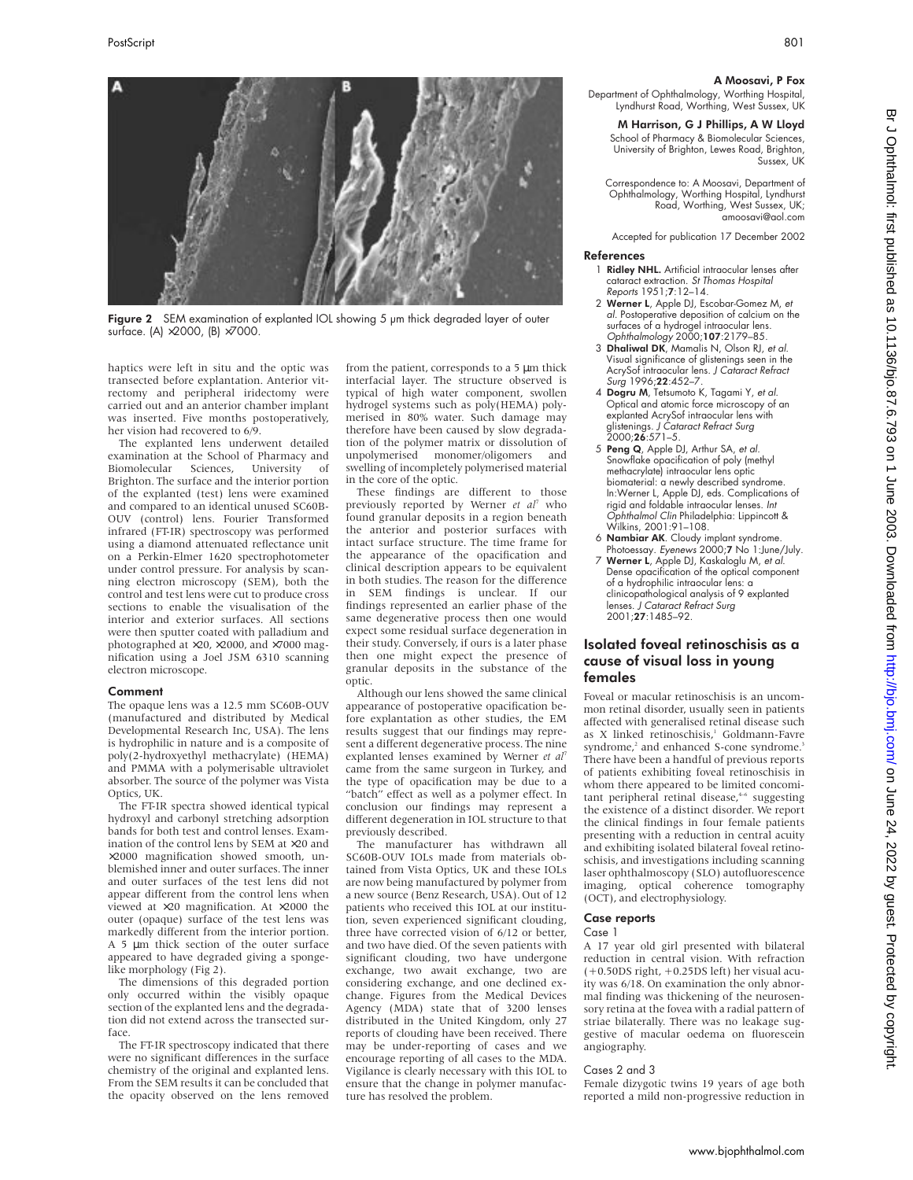Figure 2 SEM examination of explanted IOL showing 5 μm thick degraded layer of outer surface. (A) ×2000, (B) ×7000.

haptics were left in situ and the optic was transected before explantation. Anterior vitrectomy and peripheral iridectomy were carried out and an anterior chamber implant was inserted. Five months postoperatively, her vision had recovered to 6/9.

The explanted lens underwent detailed examination at the School of Pharmacy and Biomolecular Sciences, University of Brighton. The surface and the interior portion of the explanted (test) lens were examined and compared to an identical unused SC60B-OUV (control) lens. Fourier Transformed infrared (FT-IR) spectroscopy was performed using a diamond attenuated reflectance unit on a Perkin-Elmer 1620 spectrophotometer under control pressure. For analysis by scanning electron microscopy (SEM), both the control and test lens were cut to produce cross sections to enable the visualisation of the interior and exterior surfaces. All sections were then sputter coated with palladium and photographed at ×20, ×2000, and ×7000 magnification using a Joel JSM 6310 scanning electron microscope.

### Comment

The opaque lens was a 12.5 mm SC60B-OUV (manufactured and distributed by Medical Developmental Research Inc, USA). The lens is hydrophilic in nature and is a composite of poly(2-hydroxyethyl methacrylate) (HEMA) and PMMA with a polymerisable ultraviolet absorber. The source of the polymer was Vista Optics, UK.

The FT-IR spectra showed identical typical hydroxyl and carbonyl stretching adsorption bands for both test and control lenses. Examination of the control lens by SEM at ×20 and ×2000 magnification showed smooth, unblemished inner and outer surfaces. The inner and outer surfaces of the test lens did not appear different from the control lens when viewed at ×20 magnification. At ×2000 the outer (opaque) surface of the test lens was markedly different from the interior portion. A 5 μm thick section of the outer surface appeared to have degraded giving a sponge-like morphology (Fig 2).

The dimensions of this degraded portion only occurred within the visibly opaque section of the explanted lens and the degradation did not extend across the transected surface.

The FT-IR spectroscopy indicated that there were no significant differences in the surface chemistry of the original and explanted lens. From the SEM results it can be concluded that the opacity observed on the lens removed from the patient, corresponds to a 5 μm thick interfacial layer. The structure observed is typical of high water component, swollen hydrogel systems such as poly(HEMA) polymerised in 80% water. Such damage may therefore have been caused by slow degradation of the polymer matrix or dissolution of unpolymerised monomer/oligomers and swelling of incompletely polymerised material in the core of the optic.

These findings are different to those previously reported by Werner *et al*[7] who found granular deposits in a region beneath the anterior and posterior surfaces with intact surface structure. The time frame for the appearance of the opacification and clinical description appears to be equivalent in both studies. The reason for the difference in SEM findings is unclear. If our findings represented an earlier phase of the same degenerative process then one would expect some residual surface degeneration in their study. Conversely, if ours is a later phase then one might expect the presence of granular deposits in the substance of the optic.

Although our lens showed the same clinical appearance of postoperative opacification before explantation as other studies, the EM results suggest that our findings may represent a different degenerative process. The nine explanted lenses examined by Werner *et al*[7] came from the same surgeon in Turkey, and the type of opacification may be due to a "batch" effect as well as a polymer effect. In conclusion our findings may represent a different degeneration in IOL structure to that previously described.

The manufacturer has withdrawn all SC60B-OUV IOLs made from materials obtained from Vista Optics, UK and these IOLs are now being manufactured by polymer from a new source (Benz Research, USA). Out of 12 patients who received this IOL at our institution, seven experienced significant clouding, three have corrected vision of 6/12 or better, and two have died. Of the seven patients with significant clouding, two have undergone exchange, two await exchange, two are considering exchange, and one declined exchange. Figures from the Medical Devices Agency (MDA) state that of 3200 lenses distributed in the United Kingdom, only 27 reports of clouding have been received. There may be under-reporting of cases and we encourage reporting of all cases to the MDA. Vigilance is clearly necessary with this IOL to ensure that the change in polymer manufacture has resolved the problem.

**A Moosavi, P Fox**
Department of Ophthalmology, Worthing Hospital, Lyndhurst Road, Worthing, West Sussex, UK

**M Harrison, G J Phillips, A W Lloyd**
School of Pharmacy & Biomolecular Sciences, University of Brighton, Lewes Road, Brighton, Sussex, UK

Correspondence to: A Moosavi, Department of Ophthalmology, Worthing Hospital, Lyndhurst Road, Worthing, West Sussex, UK; amoosavi@aol.com

Accepted for publication 17 December 2002

### References

1. **Ridley NHL.** Artificial intraocular lenses after cataract extraction. *St Thomas Hospital Reports* 1951;**7**:12–14.
2. **Werner L**, Apple DJ, Escobar-Gomez M, *et al.* Postoperative deposition of calcium on the surfaces of a hydrogel intraocular lens. *Ophthalmology* 2000;**107**:2179–85.
3. **Dhaliwal DK**, Mamalis N, Olson RJ, *et al.* Visual significance of glistenings seen in the AcrySof intraocular lens. *J Cataract Refract Surg* 1996;**22**:452–7.
4. **Dogru M**, Tetsumoto K, Tagami Y, *et al.* Optical and atomic force microscopy of an explanted AcrySof intraocular lens with glistenings. *J Cataract Refract Surg* 2000;**26**:571–5.
5. **Peng Q**, Apple DJ, Arthur SA, *et al.* Snowflake opacification of poly (methyl methacrylate) intraocular lens optic biomaterial: a newly described syndrome. In:Werner L, Apple DJ, eds. Complications of rigid and foldable intraocular lenses. *Int Ophthalmol Clin* Philadelphia: Lippincott & Wilkins, 2001:91–108.
6. **Nambiar AK**. Cloudy implant syndrome. Photoessay. *Eyenews* 2000;**7** No 1:June/July.
7. **Werner L**, Apple DJ, Kaskaloglu M, *et al.* Dense opacification of the optical component of a hydrophilic intraocular lens: a clinicopathological analysis of 9 explanted lenses. *J Cataract Refract Surg* 2001;**27**:1485–92.

## Isolated foveal retinoschisis as a cause of visual loss in young females

Foveal or macular retinoschisis is an uncommon retinal disorder, usually seen in patients affected with generalised retinal disease such as X linked retinoschisis,[1] Goldmann-Favre syndrome,[2] and enhanced S-cone syndrome.[3] There have been a handful of previous reports of patients exhibiting foveal retinoschisis in whom there appeared to be limited concomitant peripheral retinal disease,[4–6] suggesting the existence of a distinct disorder. We report the clinical findings in four female patients presenting with a reduction in central acuity and exhibiting isolated bilateral foveal retinoschisis, and investigations including scanning laser ophthalmoscopy (SLO) autofluorescence imaging, optical coherence tomography (OCT), and electrophysiology.

### Case reports

#### Case 1

A 17 year old girl presented with bilateral reduction in central vision. With refraction (+0.50DS right, +0.25DS left) her visual acuity was 6/18. On examination the only abnormal finding was thickening of the neurosensory retina at the fovea with a radial pattern of striae bilaterally. There was no leakage suggestive of macular oedema on fluorescein angiography.

#### Cases 2 and 3

Female dizygotic twins 19 years of age both reported a mild non-progressive reduction in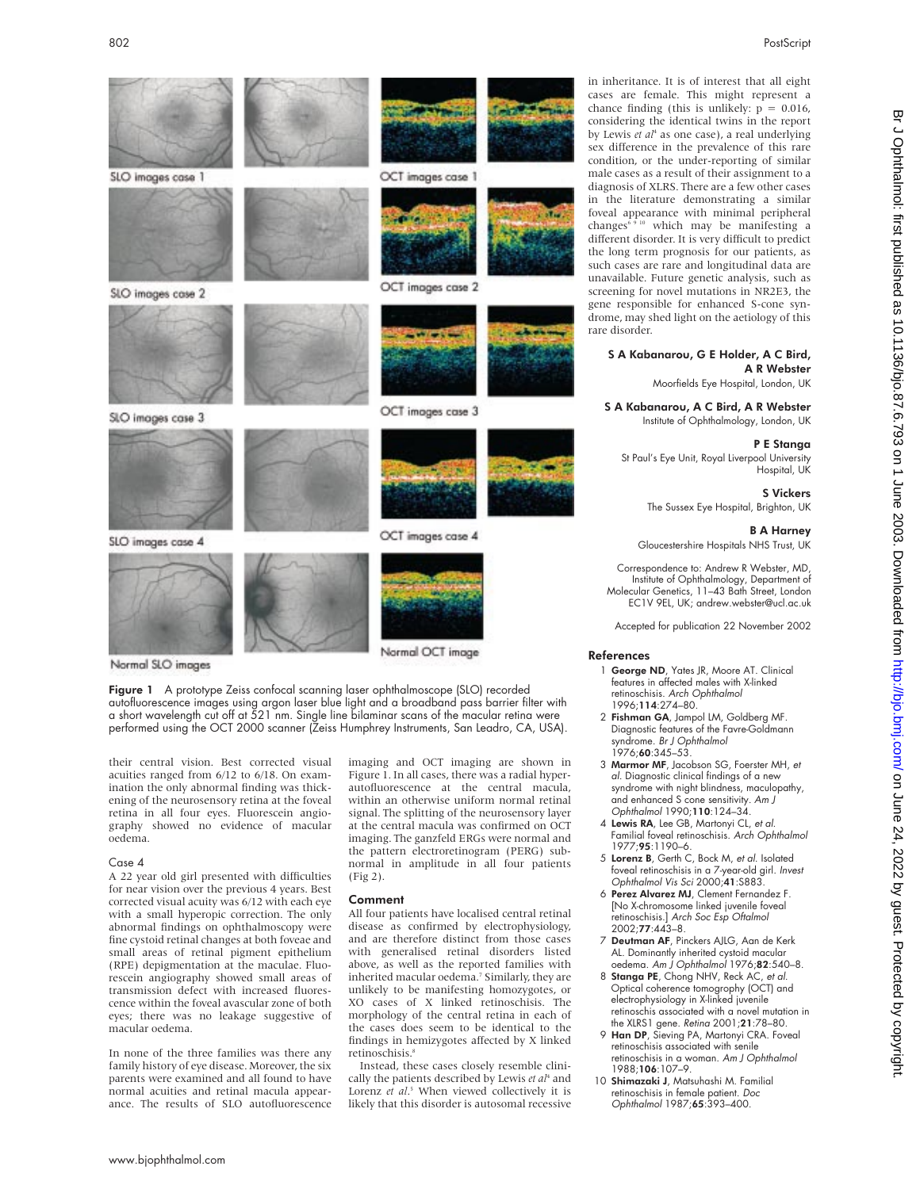SLO images case 1

OCT images case 1

SLO images case 2

OCT images case 2

SLO images case 3

OCT images case 3

SLO images case 4

OCT images case 4

Normal SLO images

Normal OCT image

**Figure 1** A prototype Zeiss confocal scanning laser ophthalmoscope (SLO) recorded autofluorescence images using argon laser blue light and a broadband pass barrier filter with a short wavelength cut off at 521 nm. Single line bilaminar scans of the macular retina were performed using the OCT 2000 scanner (Zeiss Humphrey Instruments, San Leadro, CA, USA).

their central vision. Best corrected visual acuities ranged from 6/12 to 6/18. On examination the only abnormal finding was thickening of the neurosensory retina at the foveal retina in all four eyes. Fluorescein angiography showed no evidence of macular oedema.

### Case 4

A 22 year old girl presented with difficulties for near vision over the previous 4 years. Best corrected visual acuity was 6/12 with each eye with a small hyperopic correction. The only abnormal findings on ophthalmoscopy were fine cystoid retinal changes at both foveae and small areas of retinal pigment epithelium (RPE) depigmentation at the maculae. Fluorescein angiography showed small areas of transmission defect with increased fluorescence within the foveal avascular zone of both eyes; there was no leakage suggestive of macular oedema.

In none of the three families was there any family history of eye disease. Moreover, the six parents were examined and all found to have normal acuities and retinal macula appearance. The results of SLO autofluorescence imaging and OCT imaging are shown in Figure 1. In all cases, there was a radial hyperautofluorescence at the central macula, within an otherwise uniform normal retinal signal. The splitting of the neurosensory layer at the central macula was confirmed on OCT imaging. The ganzfeld ERGs were normal and the pattern electroretinogram (PERG) subnormal in amplitude in all four patients (Fig 2).

### Comment

All four patients have localised central retinal disease as confirmed by electrophysiology, and are therefore distinct from those cases with generalised retinal disorders listed above, as well as the reported families with inherited macular oedema.[7] Similarly, they are unlikely to be manifesting homozygotes, or XO cases of X linked retinoschisis. The morphology of the central retina in each of the cases does seem to be identical to the findings in hemizygotes affected by X linked retinoschisis.[8]

Instead, these cases closely resemble clinically the patients described by Lewis *et al*[4] and Lorenz *et al*.[5] When viewed collectively it is likely that this disorder is autosomal recessive in inheritance. It is of interest that all eight cases are female. This might represent a chance finding (this is unlikely: $p = 0.016$, considering the identical twins in the report by Lewis *et al*[4] as one case), a real underlying sex difference in the prevalence of this rare condition, or the under-reporting of similar male cases as a result of their assignment to a diagnosis of XLRS. There are a few other cases in the literature demonstrating a similar foveal appearance with minimal peripheral changes[6 9 10] which may be manifesting a different disorder. It is very difficult to predict the long term prognosis for our patients, as such cases are rare and longitudinal data are unavailable. Future genetic analysis, such as screening for novel mutations in NR2E3, the gene responsible for enhanced S-cone syndrome, may shed light on the aetiology of this rare disorder.

**S A Kabanarou, G E Holder, A C Bird, A R Webster**
Moorfields Eye Hospital, London, UK

**S A Kabanarou, A C Bird, A R Webster**
Institute of Ophthalmology, London, UK

**P E Stanga**
St Paul's Eye Unit, Royal Liverpool University Hospital, UK

**S Vickers**
The Sussex Eye Hospital, Brighton, UK

**B A Harney**
Gloucestershire Hospitals NHS Trust, UK

Correspondence to: Andrew R Webster, MD, Institute of Ophthalmology, Department of Molecular Genetics, 11–43 Bath Street, London EC1V 9EL, UK; andrew.webster@ucl.ac.uk

Accepted for publication 22 November 2002

### References

1. **George ND**, Yates JR, Moore AT. Clinical features in affected males with X-linked retinoschisis. *Arch Ophthalmol* 1996;**114**:274–80.
2. **Fishman GA**, Jampol LM, Goldberg MF. Diagnostic features of the Favre-Goldmann syndrome. *Br J Ophthalmol* 1976;**60**:345–53.
3. **Marmor MF**, Jacobson SG, Foerster MH, *et al*. Diagnostic clinical findings of a new syndrome with night blindness, maculopathy, and enhanced S cone sensitivity. *Am J Ophthalmol* 1990;**110**:124–34.
4. **Lewis RA**, Lee GB, Martonyi CL, *et al*. Familial foveal retinoschisis. *Arch Ophthalmol* 1977;**95**:1190–6.
5. **Lorenz B**, Gerth C, Bock M, *et al*. Isolated foveal retinoschisis in a 7-year-old girl. *Invest Ophthalmol Vis Sci* 2000;**41**:S883.
6. **Perez Alvarez MJ**, Clement Fernandez F. [No X-chromosome linked juvenile foveal retinoschisis.] *Arch Soc Esp Oftalmol* 2002;**77**:443–8.
7. **Deutman AF**, Pinckers AJLG, Aan de Kerk AL. Dominantly inherited cystoid macular oedema. *Am J Ophthalmol* 1976;**82**:540–8.
8. **Stanga PE**, Chong NHV, Reck AC, *et al*. Optical coherence tomography (OCT) and electrophysiology in X-linked juvenile retinoschisis associated with a novel mutation in the XLRS1 gene. *Retina* 2001;**21**:78–80.
9. **Han DP**, Sieving PA, Martonyi CRA. Foveal retinoschisis associated with senile retinoschisis in a woman. *Am J Ophthalmol* 1988;**106**:107–9.
10. **Shimazaki J**, Matsuhashi M. Familial retinoschisis in female patient. *Doc Ophthalmol* 1987;**65**:393–400.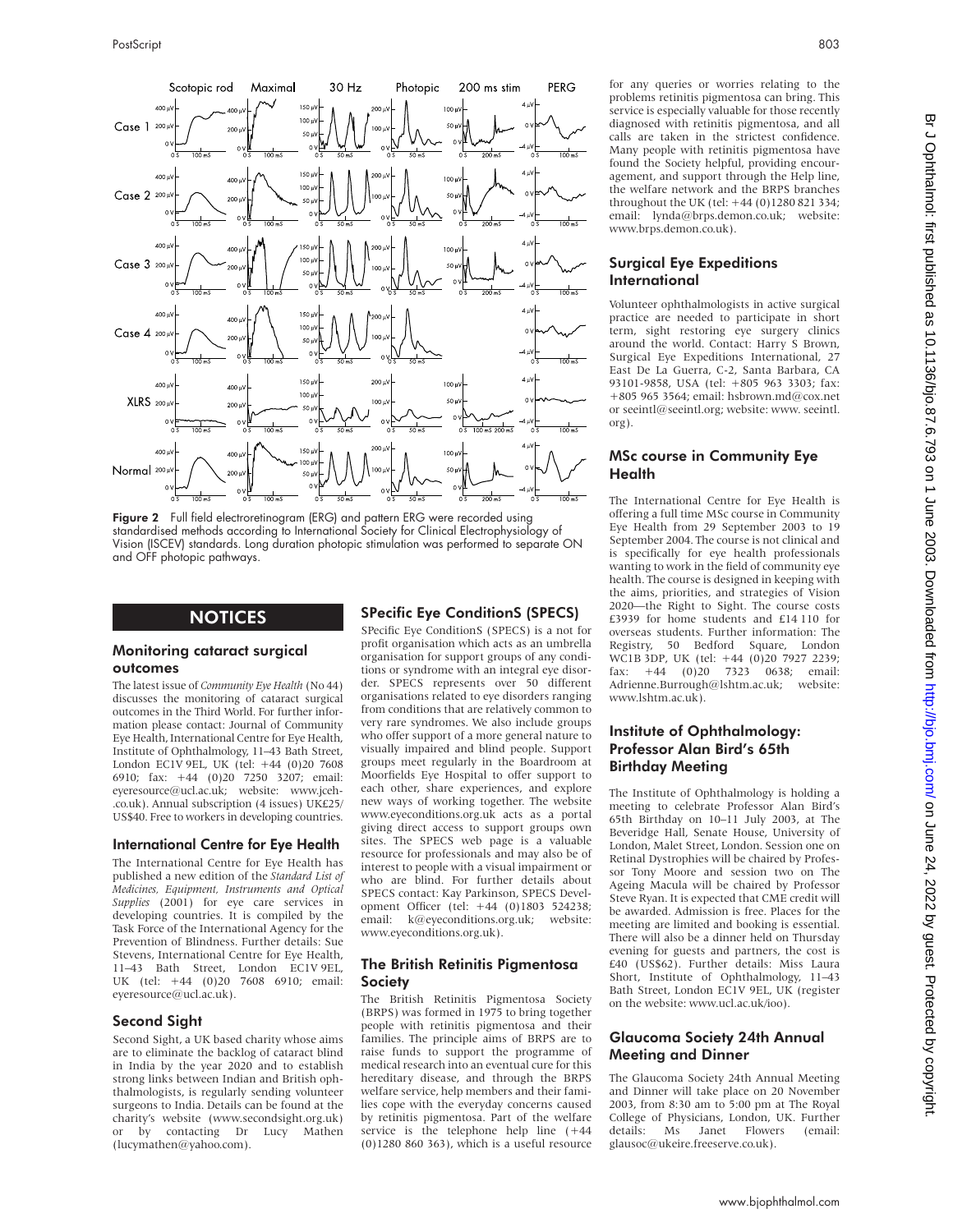Scotopic rod Maximal 30 Hz Photopic 200 ms stim PERG

Case 1

Case 2

Case 3

Case 4

XLRS

Normal

**Figure 2** Full field electroretinogram (ERG) and pattern ERG were recorded using standardised methods according to International Society for Clinical Electrophysiology of Vision (ISCEV) standards. Long duration photopic stimulation was performed to separate ON and OFF photopic pathways.

# NOTICES

## Monitoring cataract surgical outcomes

The latest issue of *Community Eye Health* (No 44) discusses the monitoring of cataract surgical outcomes in the Third World. For further information please contact: Journal of Community Eye Health, International Centre for Eye Health, Institute of Ophthalmology, 11–43 Bath Street, London EC1V 9EL, UK (tel: +44 (0)20 7608 6910; fax: +44 (0)20 7250 3207; email: eyeresource@ucl.ac.uk; website: www.jceh-.co.uk). Annual subscription (4 issues) UK£25/ US$40. Free to workers in developing countries.

## International Centre for Eye Health

The International Centre for Eye Health has published a new edition of the *Standard List of Medicines, Equipment, Instruments and Optical Supplies* (2001) for eye care services in developing countries. It is compiled by the Task Force of the International Agency for the Prevention of Blindness. Further details: Sue Stevens, International Centre for Eye Health, 11–43 Bath Street, London EC1V 9EL, UK (tel: +44 (0)20 7608 6910; email: eyeresource@ucl.ac.uk).

## Second Sight

Second Sight, a UK based charity whose aims are to eliminate the backlog of cataract blind in India by the year 2020 and to establish strong links between Indian and British ophthalmologists, is regularly sending volunteer surgeons to India. Details can be found at the charity's website (www.secondsight.org.uk) or by contacting Dr Lucy Mathen (lucymathen@yahoo.com).

## SPecific Eye ConditionS (SPECS)

SPecific Eye ConditionS (SPECS) is a not for profit organisation which acts as an umbrella organisation for support groups of any conditions or syndrome with an integral eye disorder. SPECS represents over 50 different organisations related to eye disorders ranging from conditions that are relatively common to very rare syndromes. We also include groups who offer support of a more general nature to visually impaired and blind people. Support groups meet regularly in the Boardroom at Moorfields Eye Hospital to offer support to each other, share experiences, and explore new ways of working together. The website www.eyeconditions.org.uk acts as a portal giving direct access to support groups own sites. The SPECS web page is a valuable resource for professionals and may also be of interest to people with a visual impairment or who are blind. For further details about SPECS contact: Kay Parkinson, SPECS Development Officer (tel: +44 (0)1803 524238; email: k@eyeconditions.org.uk; website: www.eyeconditions.org.uk).

## The British Retinitis Pigmentosa Society

The British Retinitis Pigmentosa Society (BRPS) was formed in 1975 to bring together people with retinitis pigmentosa and their families. The principle aims of BRPS are to raise funds to support the programme of medical research into an eventual cure for this hereditary disease, and through the BRPS welfare service, help members and their families cope with the everyday concerns caused by retinitis pigmentosa. Part of the welfare service is the telephone help line (+44 (0)1280 860 363), which is a useful resource for any queries or worries relating to the problems retinitis pigmentosa can bring. This service is especially valuable for those recently diagnosed with retinitis pigmentosa, and all calls are taken in the strictest confidence. Many people with retinitis pigmentosa have found the Society helpful, providing encouragement, and support through the Help line, the welfare network and the BRPS branches throughout the UK (tel: +44 (0)1280 821 334; email: lynda@brps.demon.co.uk; website: www.brps.demon.co.uk).

## Surgical Eye Expeditions International

Volunteer ophthalmologists in active surgical practice are needed to participate in short term, sight restoring eye surgery clinics around the world. Contact: Harry S Brown, Surgical Eye Expeditions International, 27 East De La Guerra, C-2, Santa Barbara, CA 93101-9858, USA (tel: +805 963 3303; fax: +805 965 3564; email: hsbrown.md@cox.net or seeintl@seeintl.org; website: www. seeintl. org).

## MSc course in Community Eye Health

The International Centre for Eye Health is offering a full time MSc course in Community Eye Health from 29 September 2003 to 19 September 2004. The course is not clinical and is specifically for eye health professionals wanting to work in the field of community eye health. The course is designed in keeping with the aims, priorities, and strategies of Vision 2020—the Right to Sight. The course costs £3939 for home students and £14 110 for overseas students. Further information: The Registry, 50 Bedford Square, London WC1B 3DP, UK (tel: +44 (0)20 7927 2239; fax: +44 (0)20 7323 0638; email: Adrienne.Burrough@lshtm.ac.uk; website: www.lshtm.ac.uk).

## Institute of Ophthalmology: Professor Alan Bird's 65th Birthday Meeting

The Institute of Ophthalmology is holding a meeting to celebrate Professor Alan Bird's 65th Birthday on 10–11 July 2003, at The Beveridge Hall, Senate House, University of London, Malet Street, London. Session one on Retinal Dystrophies will be chaired by Professor Tony Moore and session two on The Ageing Macula will be chaired by Professor Steve Ryan. It is expected that CME credit will be awarded. Admission is free. Places for the meeting are limited and booking is essential. There will also be a dinner held on Thursday evening for guests and partners, the cost is £40 (US$62). Further details: Miss Laura Short, Institute of Ophthalmology, 11–43 Bath Street, London EC1V 9EL, UK (register on the website: www.ucl.ac.uk/ioo).

## Glaucoma Society 24th Annual Meeting and Dinner

The Glaucoma Society 24th Annual Meeting and Dinner will take place on 20 November 2003, from 8:30 am to 5:00 pm at The Royal College of Physicians, London, UK. Further details: Ms Janet Flowers (email: glausoc@ukeire.freeserve.co.uk).